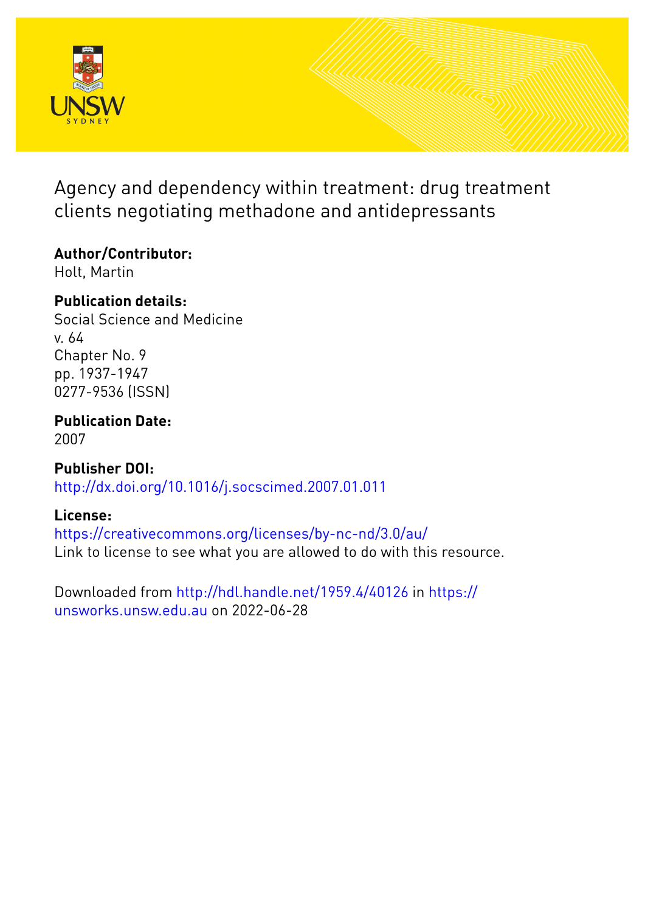# Agency and dependency within treatment: drug treatment clients negotiating methadone and antidepressants

**Author/Contributor:**
Holt, Martin

**Publication details:**
Social Science and Medicine
v. 64
Chapter No. 9
pp. 1937-1947
0277-9536 (ISSN)

**Publication Date:**
2007

**Publisher DOI:**
http://dx.doi.org/10.1016/j.socscimed.2007.01.011

**License:**
https://creativecommons.org/licenses/by-nc-nd/3.0/au/
Link to license to see what you are allowed to do with this resource.

Downloaded from http://hdl.handle.net/1959.4/40126 in https://unsworks.unsw.edu.au on 2022-06-28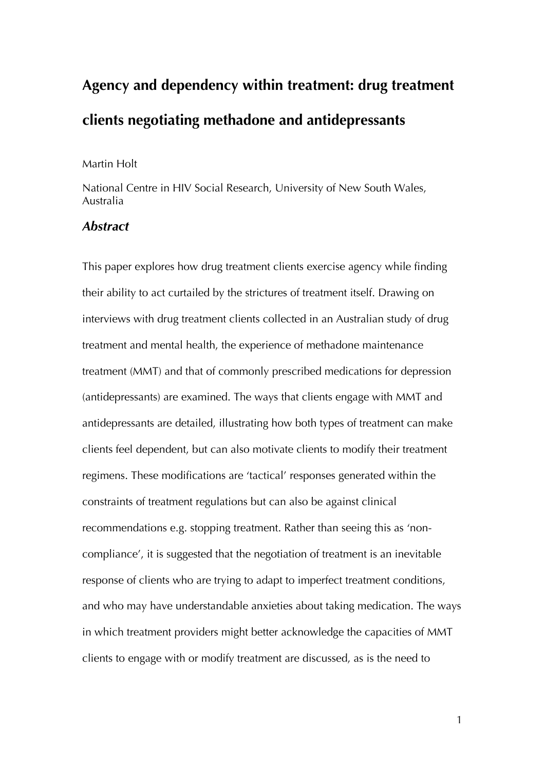# Agency and dependency within treatment: drug treatment clients negotiating methadone and antidepressants

Martin Holt

National Centre in HIV Social Research, University of New South Wales, Australia

## *Abstract*

This paper explores how drug treatment clients exercise agency while finding their ability to act curtailed by the strictures of treatment itself. Drawing on interviews with drug treatment clients collected in an Australian study of drug treatment and mental health, the experience of methadone maintenance treatment (MMT) and that of commonly prescribed medications for depression (antidepressants) are examined. The ways that clients engage with MMT and antidepressants are detailed, illustrating how both types of treatment can make clients feel dependent, but can also motivate clients to modify their treatment regimens. These modifications are 'tactical' responses generated within the constraints of treatment regulations but can also be against clinical recommendations e.g. stopping treatment. Rather than seeing this as 'non-compliance', it is suggested that the negotiation of treatment is an inevitable response of clients who are trying to adapt to imperfect treatment conditions, and who may have understandable anxieties about taking medication. The ways in which treatment providers might better acknowledge the capacities of MMT clients to engage with or modify treatment are discussed, as is the need to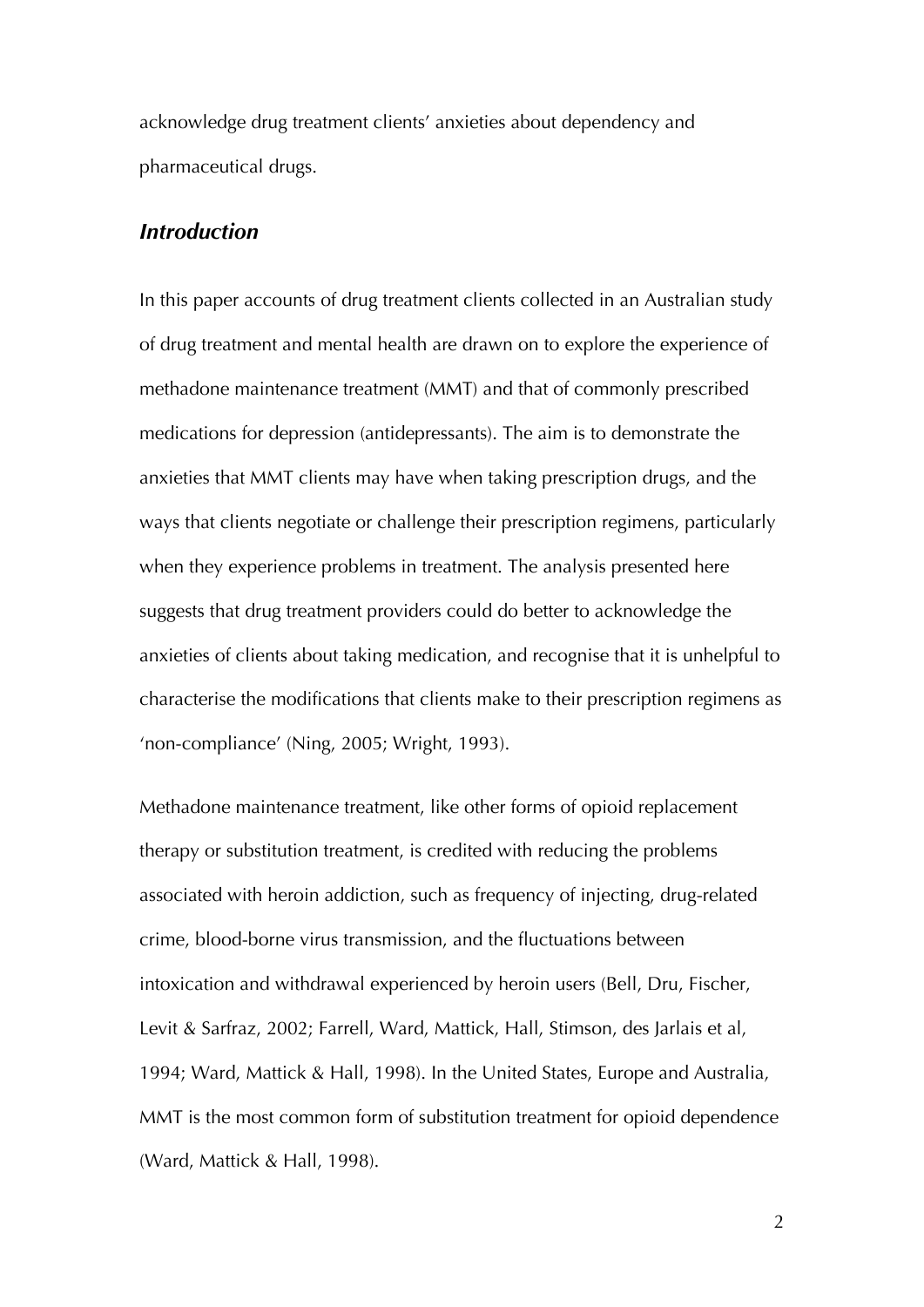acknowledge drug treatment clients' anxieties about dependency and pharmaceutical drugs.

## *Introduction*

In this paper accounts of drug treatment clients collected in an Australian study of drug treatment and mental health are drawn on to explore the experience of methadone maintenance treatment (MMT) and that of commonly prescribed medications for depression (antidepressants). The aim is to demonstrate the anxieties that MMT clients may have when taking prescription drugs, and the ways that clients negotiate or challenge their prescription regimens, particularly when they experience problems in treatment. The analysis presented here suggests that drug treatment providers could do better to acknowledge the anxieties of clients about taking medication, and recognise that it is unhelpful to characterise the modifications that clients make to their prescription regimens as 'non-compliance' (Ning, 2005; Wright, 1993).

Methadone maintenance treatment, like other forms of opioid replacement therapy or substitution treatment, is credited with reducing the problems associated with heroin addiction, such as frequency of injecting, drug-related crime, blood-borne virus transmission, and the fluctuations between intoxication and withdrawal experienced by heroin users (Bell, Dru, Fischer, Levit & Sarfraz, 2002; Farrell, Ward, Mattick, Hall, Stimson, des Jarlais et al, 1994; Ward, Mattick & Hall, 1998). In the United States, Europe and Australia, MMT is the most common form of substitution treatment for opioid dependence (Ward, Mattick & Hall, 1998).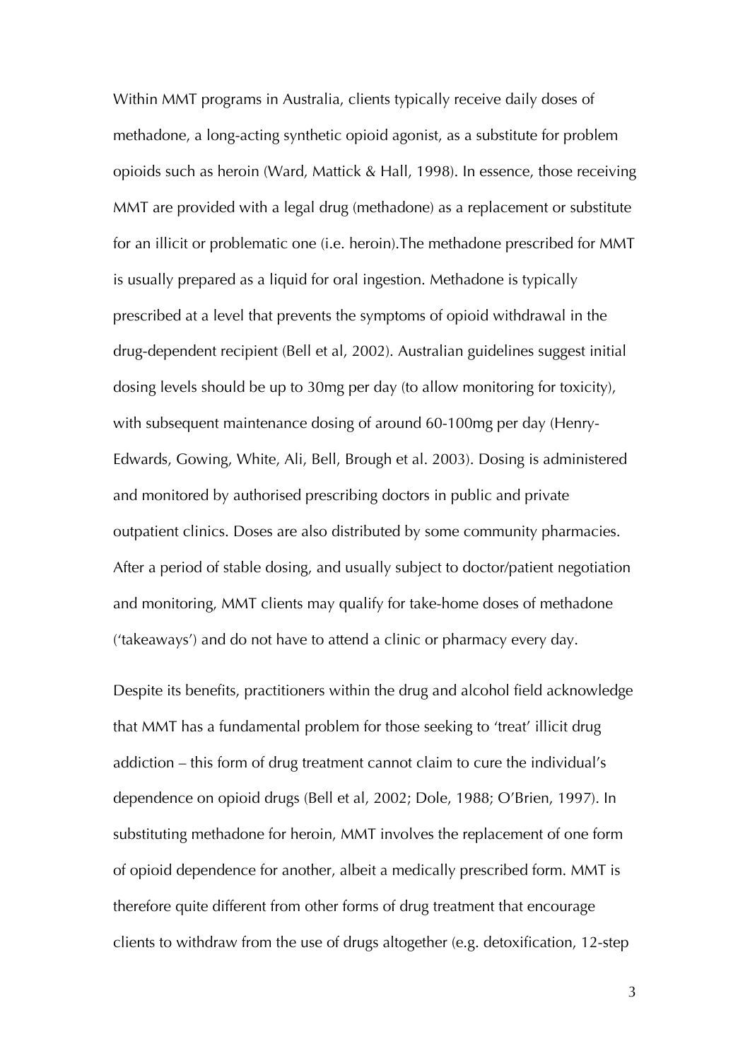Within MMT programs in Australia, clients typically receive daily doses of methadone, a long-acting synthetic opioid agonist, as a substitute for problem opioids such as heroin (Ward, Mattick & Hall, 1998). In essence, those receiving MMT are provided with a legal drug (methadone) as a replacement or substitute for an illicit or problematic one (i.e. heroin).The methadone prescribed for MMT is usually prepared as a liquid for oral ingestion. Methadone is typically prescribed at a level that prevents the symptoms of opioid withdrawal in the drug-dependent recipient (Bell et al, 2002). Australian guidelines suggest initial dosing levels should be up to 30mg per day (to allow monitoring for toxicity), with subsequent maintenance dosing of around 60-100mg per day (Henry-Edwards, Gowing, White, Ali, Bell, Brough et al. 2003). Dosing is administered and monitored by authorised prescribing doctors in public and private outpatient clinics. Doses are also distributed by some community pharmacies. After a period of stable dosing, and usually subject to doctor/patient negotiation and monitoring, MMT clients may qualify for take-home doses of methadone ('takeaways') and do not have to attend a clinic or pharmacy every day.

Despite its benefits, practitioners within the drug and alcohol field acknowledge that MMT has a fundamental problem for those seeking to 'treat' illicit drug addiction – this form of drug treatment cannot claim to cure the individual's dependence on opioid drugs (Bell et al, 2002; Dole, 1988; O'Brien, 1997). In substituting methadone for heroin, MMT involves the replacement of one form of opioid dependence for another, albeit a medically prescribed form. MMT is therefore quite different from other forms of drug treatment that encourage clients to withdraw from the use of drugs altogether (e.g. detoxification, 12-step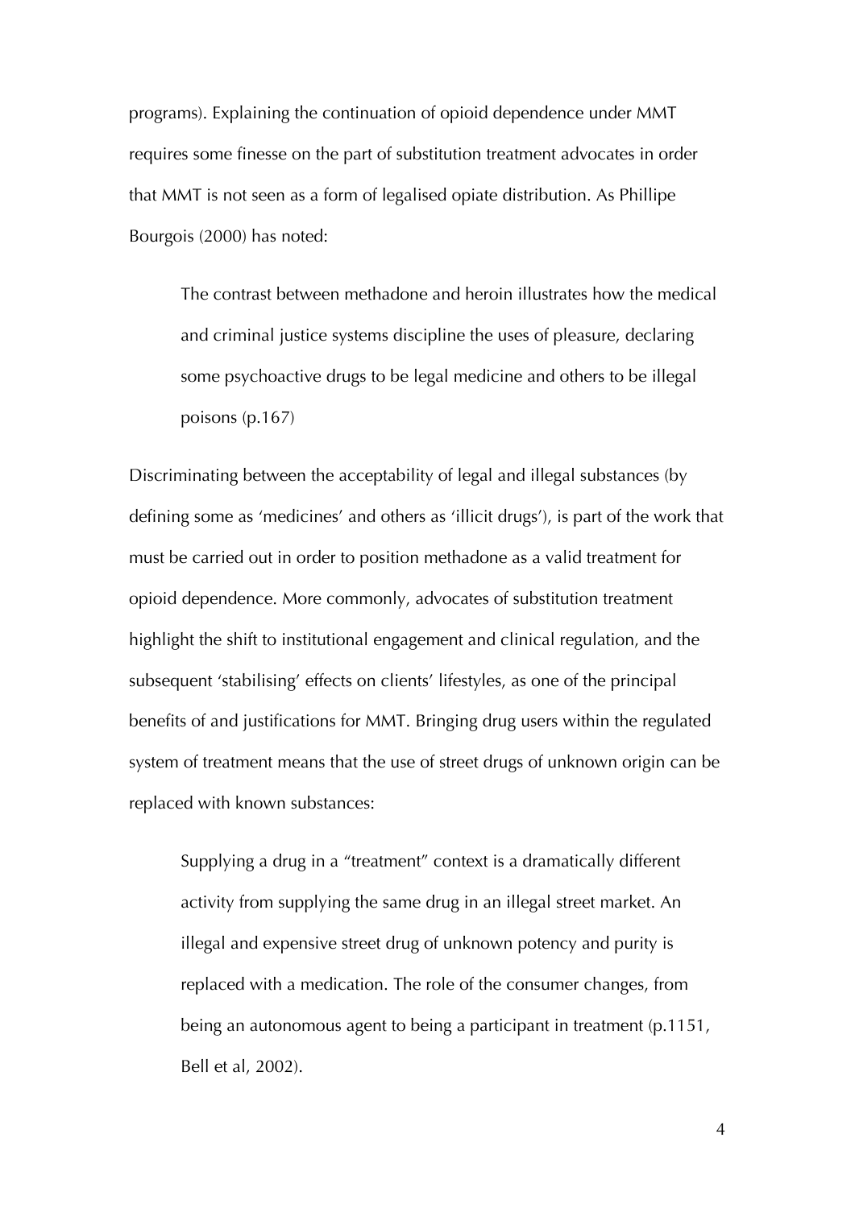programs). Explaining the continuation of opioid dependence under MMT requires some finesse on the part of substitution treatment advocates in order that MMT is not seen as a form of legalised opiate distribution. As Phillipe Bourgois (2000) has noted:

> The contrast between methadone and heroin illustrates how the medical and criminal justice systems discipline the uses of pleasure, declaring some psychoactive drugs to be legal medicine and others to be illegal poisons (p.167)

Discriminating between the acceptability of legal and illegal substances (by defining some as 'medicines' and others as 'illicit drugs'), is part of the work that must be carried out in order to position methadone as a valid treatment for opioid dependence. More commonly, advocates of substitution treatment highlight the shift to institutional engagement and clinical regulation, and the subsequent 'stabilising' effects on clients' lifestyles, as one of the principal benefits of and justifications for MMT. Bringing drug users within the regulated system of treatment means that the use of street drugs of unknown origin can be replaced with known substances:

> Supplying a drug in a "treatment" context is a dramatically different activity from supplying the same drug in an illegal street market. An illegal and expensive street drug of unknown potency and purity is replaced with a medication. The role of the consumer changes, from being an autonomous agent to being a participant in treatment (p.1151, Bell et al, 2002).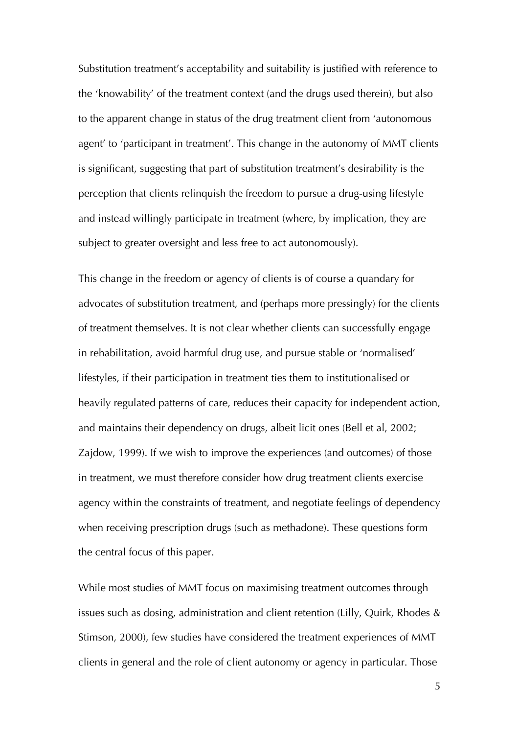Substitution treatment's acceptability and suitability is justified with reference to the 'knowability' of the treatment context (and the drugs used therein), but also to the apparent change in status of the drug treatment client from 'autonomous agent' to 'participant in treatment'. This change in the autonomy of MMT clients is significant, suggesting that part of substitution treatment's desirability is the perception that clients relinquish the freedom to pursue a drug-using lifestyle and instead willingly participate in treatment (where, by implication, they are subject to greater oversight and less free to act autonomously).

This change in the freedom or agency of clients is of course a quandary for advocates of substitution treatment, and (perhaps more pressingly) for the clients of treatment themselves. It is not clear whether clients can successfully engage in rehabilitation, avoid harmful drug use, and pursue stable or 'normalised' lifestyles, if their participation in treatment ties them to institutionalised or heavily regulated patterns of care, reduces their capacity for independent action, and maintains their dependency on drugs, albeit licit ones (Bell et al, 2002; Zajdow, 1999). If we wish to improve the experiences (and outcomes) of those in treatment, we must therefore consider how drug treatment clients exercise agency within the constraints of treatment, and negotiate feelings of dependency when receiving prescription drugs (such as methadone). These questions form the central focus of this paper.

While most studies of MMT focus on maximising treatment outcomes through issues such as dosing, administration and client retention (Lilly, Quirk, Rhodes & Stimson, 2000), few studies have considered the treatment experiences of MMT clients in general and the role of client autonomy or agency in particular. Those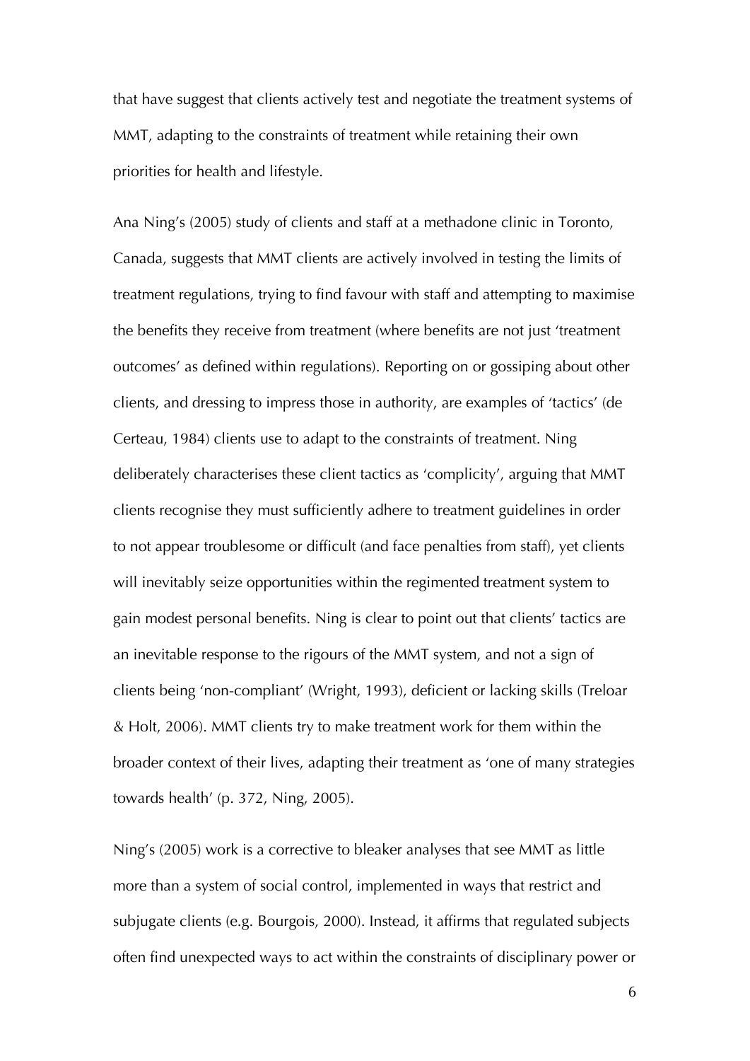that have suggest that clients actively test and negotiate the treatment systems of MMT, adapting to the constraints of treatment while retaining their own priorities for health and lifestyle.

Ana Ning's (2005) study of clients and staff at a methadone clinic in Toronto, Canada, suggests that MMT clients are actively involved in testing the limits of treatment regulations, trying to find favour with staff and attempting to maximise the benefits they receive from treatment (where benefits are not just 'treatment outcomes' as defined within regulations). Reporting on or gossiping about other clients, and dressing to impress those in authority, are examples of 'tactics' (de Certeau, 1984) clients use to adapt to the constraints of treatment. Ning deliberately characterises these client tactics as 'complicity', arguing that MMT clients recognise they must sufficiently adhere to treatment guidelines in order to not appear troublesome or difficult (and face penalties from staff), yet clients will inevitably seize opportunities within the regimented treatment system to gain modest personal benefits. Ning is clear to point out that clients' tactics are an inevitable response to the rigours of the MMT system, and not a sign of clients being 'non-compliant' (Wright, 1993), deficient or lacking skills (Treloar & Holt, 2006). MMT clients try to make treatment work for them within the broader context of their lives, adapting their treatment as 'one of many strategies towards health' (p. 372, Ning, 2005).

Ning's (2005) work is a corrective to bleaker analyses that see MMT as little more than a system of social control, implemented in ways that restrict and subjugate clients (e.g. Bourgois, 2000). Instead, it affirms that regulated subjects often find unexpected ways to act within the constraints of disciplinary power or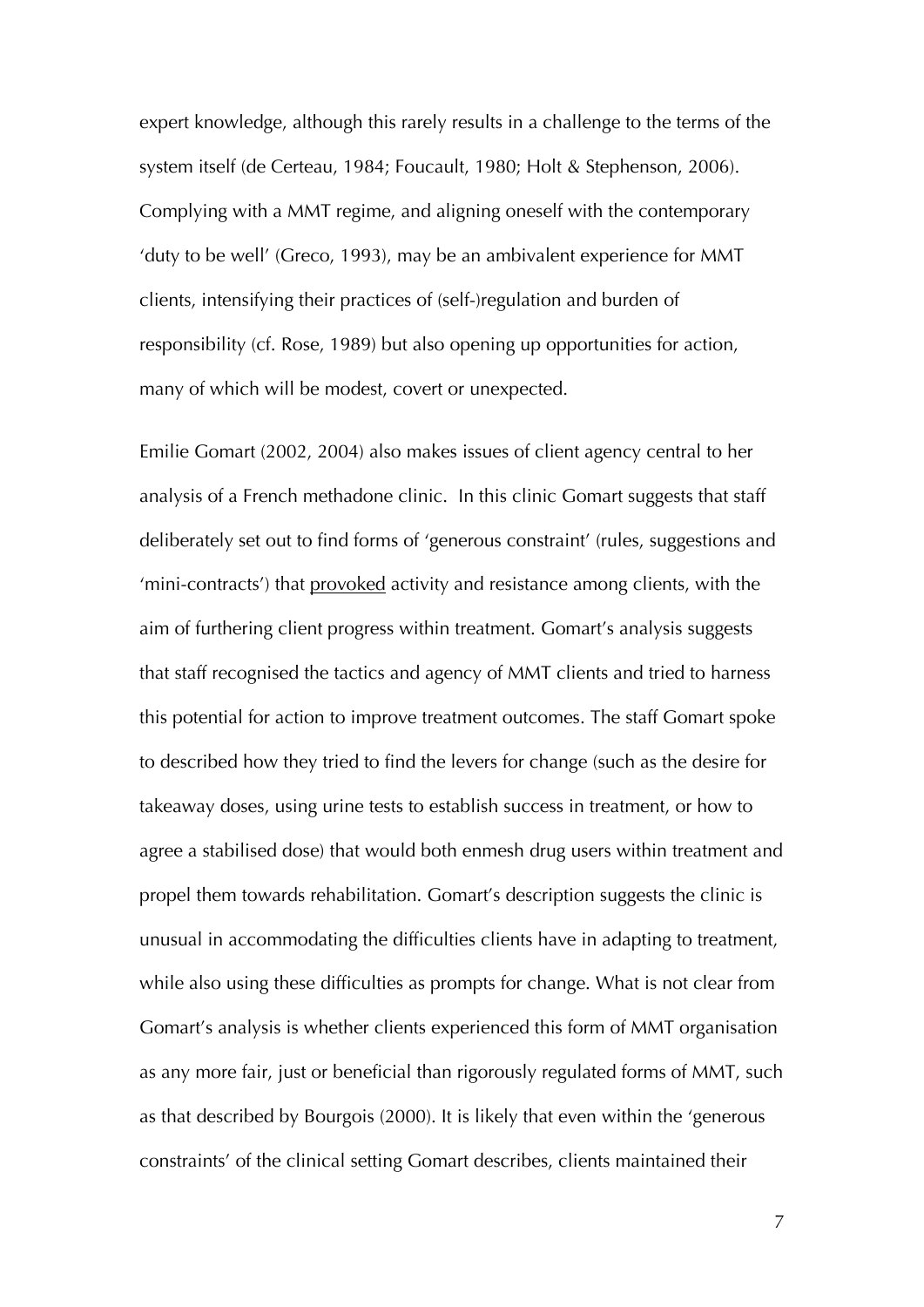expert knowledge, although this rarely results in a challenge to the terms of the system itself (de Certeau, 1984; Foucault, 1980; Holt & Stephenson, 2006). Complying with a MMT regime, and aligning oneself with the contemporary 'duty to be well' (Greco, 1993), may be an ambivalent experience for MMT clients, intensifying their practices of (self-)regulation and burden of responsibility (cf. Rose, 1989) but also opening up opportunities for action, many of which will be modest, covert or unexpected.

Emilie Gomart (2002, 2004) also makes issues of client agency central to her analysis of a French methadone clinic. In this clinic Gomart suggests that staff deliberately set out to find forms of 'generous constraint' (rules, suggestions and 'mini-contracts') that <u>provoked</u> activity and resistance among clients, with the aim of furthering client progress within treatment. Gomart's analysis suggests that staff recognised the tactics and agency of MMT clients and tried to harness this potential for action to improve treatment outcomes. The staff Gomart spoke to described how they tried to find the levers for change (such as the desire for takeaway doses, using urine tests to establish success in treatment, or how to agree a stabilised dose) that would both enmesh drug users within treatment and propel them towards rehabilitation. Gomart's description suggests the clinic is unusual in accommodating the difficulties clients have in adapting to treatment, while also using these difficulties as prompts for change. What is not clear from Gomart's analysis is whether clients experienced this form of MMT organisation as any more fair, just or beneficial than rigorously regulated forms of MMT, such as that described by Bourgois (2000). It is likely that even within the 'generous constraints' of the clinical setting Gomart describes, clients maintained their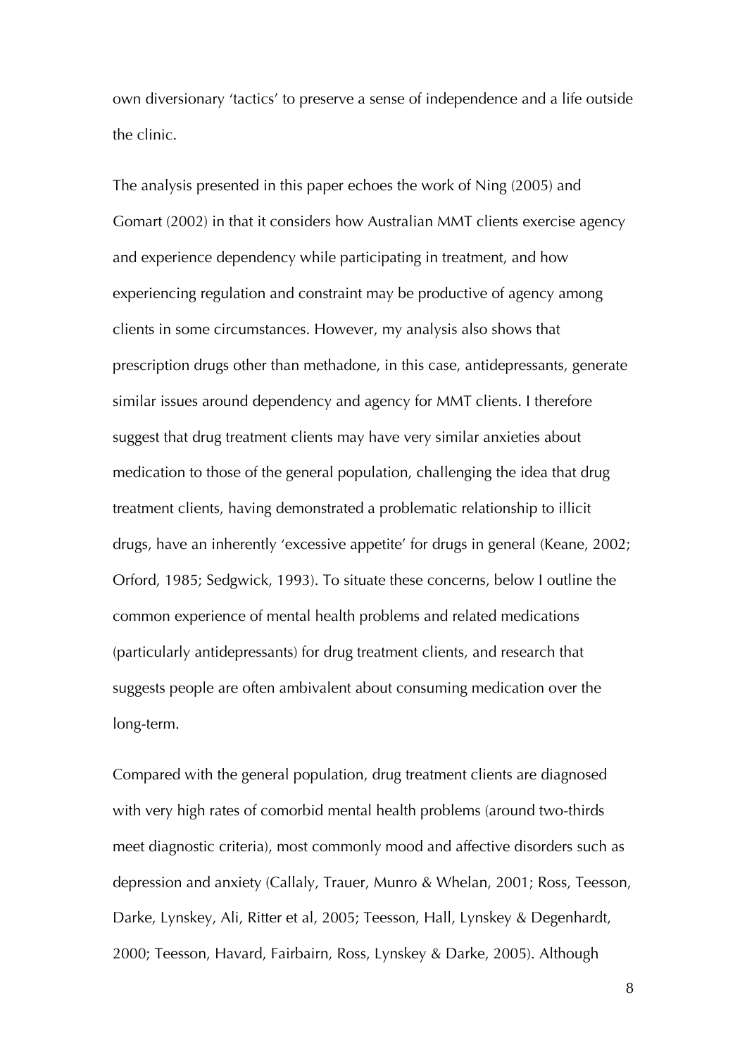own diversionary 'tactics' to preserve a sense of independence and a life outside the clinic.

The analysis presented in this paper echoes the work of Ning (2005) and Gomart (2002) in that it considers how Australian MMT clients exercise agency and experience dependency while participating in treatment, and how experiencing regulation and constraint may be productive of agency among clients in some circumstances. However, my analysis also shows that prescription drugs other than methadone, in this case, antidepressants, generate similar issues around dependency and agency for MMT clients. I therefore suggest that drug treatment clients may have very similar anxieties about medication to those of the general population, challenging the idea that drug treatment clients, having demonstrated a problematic relationship to illicit drugs, have an inherently 'excessive appetite' for drugs in general (Keane, 2002; Orford, 1985; Sedgwick, 1993). To situate these concerns, below I outline the common experience of mental health problems and related medications (particularly antidepressants) for drug treatment clients, and research that suggests people are often ambivalent about consuming medication over the long-term.

Compared with the general population, drug treatment clients are diagnosed with very high rates of comorbid mental health problems (around two-thirds meet diagnostic criteria), most commonly mood and affective disorders such as depression and anxiety (Callaly, Trauer, Munro & Whelan, 2001; Ross, Teesson, Darke, Lynskey, Ali, Ritter et al, 2005; Teesson, Hall, Lynskey & Degenhardt, 2000; Teesson, Havard, Fairbairn, Ross, Lynskey & Darke, 2005). Although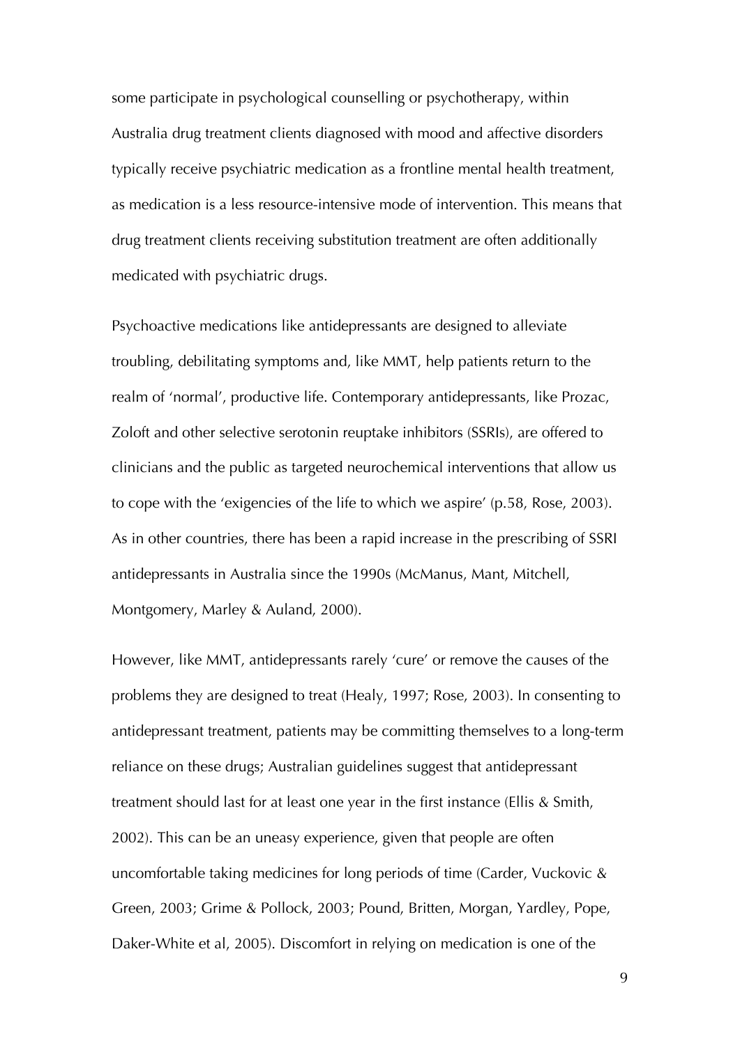some participate in psychological counselling or psychotherapy, within Australia drug treatment clients diagnosed with mood and affective disorders typically receive psychiatric medication as a frontline mental health treatment, as medication is a less resource-intensive mode of intervention. This means that drug treatment clients receiving substitution treatment are often additionally medicated with psychiatric drugs.

Psychoactive medications like antidepressants are designed to alleviate troubling, debilitating symptoms and, like MMT, help patients return to the realm of 'normal', productive life. Contemporary antidepressants, like Prozac, Zoloft and other selective serotonin reuptake inhibitors (SSRIs), are offered to clinicians and the public as targeted neurochemical interventions that allow us to cope with the 'exigencies of the life to which we aspire' (p.58, Rose, 2003). As in other countries, there has been a rapid increase in the prescribing of SSRI antidepressants in Australia since the 1990s (McManus, Mant, Mitchell, Montgomery, Marley & Auland, 2000).

However, like MMT, antidepressants rarely 'cure' or remove the causes of the problems they are designed to treat (Healy, 1997; Rose, 2003). In consenting to antidepressant treatment, patients may be committing themselves to a long-term reliance on these drugs; Australian guidelines suggest that antidepressant treatment should last for at least one year in the first instance (Ellis & Smith, 2002). This can be an uneasy experience, given that people are often uncomfortable taking medicines for long periods of time (Carder, Vuckovic & Green, 2003; Grime & Pollock, 2003; Pound, Britten, Morgan, Yardley, Pope, Daker-White et al, 2005). Discomfort in relying on medication is one of the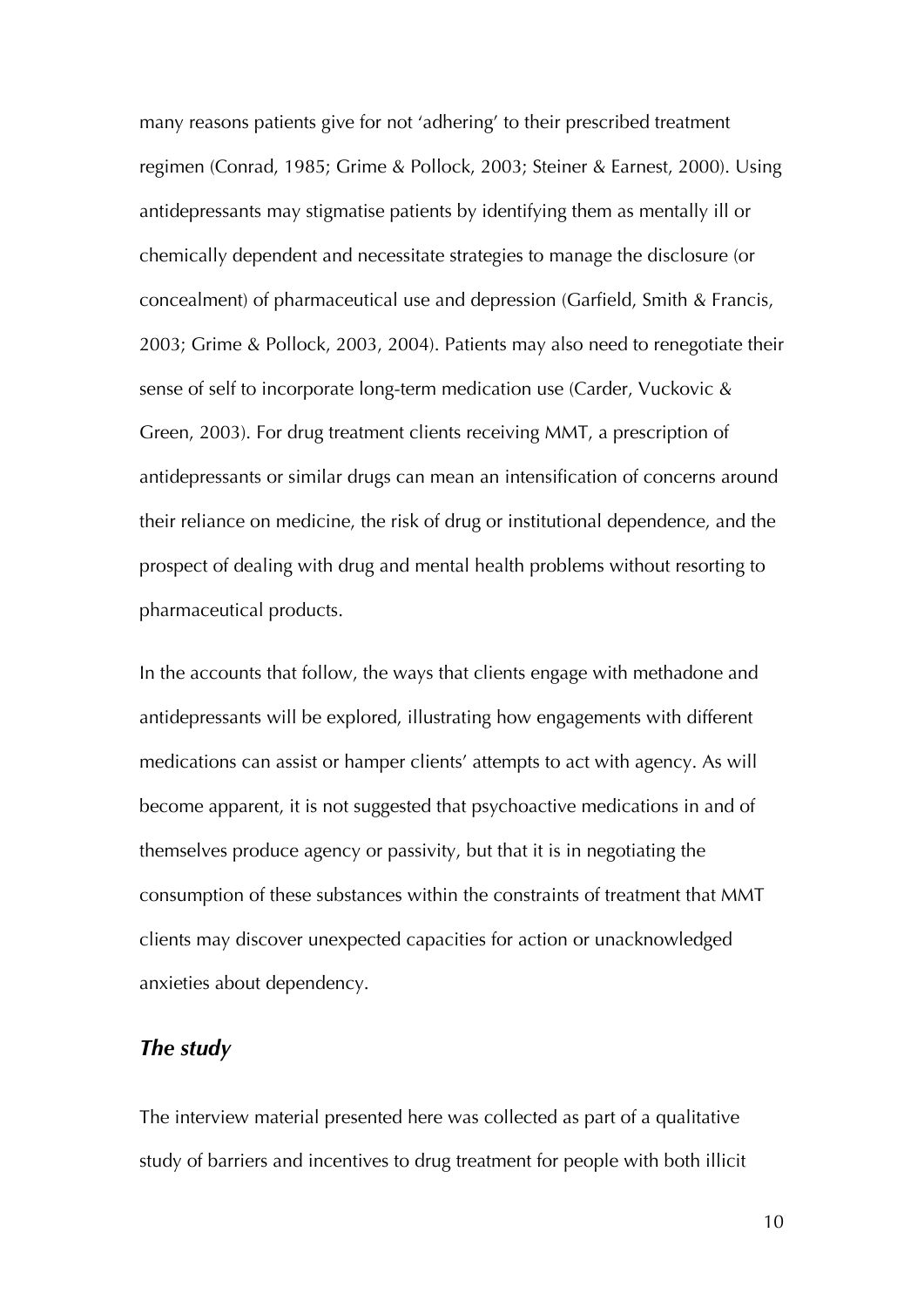many reasons patients give for not 'adhering' to their prescribed treatment regimen (Conrad, 1985; Grime & Pollock, 2003; Steiner & Earnest, 2000). Using antidepressants may stigmatise patients by identifying them as mentally ill or chemically dependent and necessitate strategies to manage the disclosure (or concealment) of pharmaceutical use and depression (Garfield, Smith & Francis, 2003; Grime & Pollock, 2003, 2004). Patients may also need to renegotiate their sense of self to incorporate long-term medication use (Carder, Vuckovic & Green, 2003). For drug treatment clients receiving MMT, a prescription of antidepressants or similar drugs can mean an intensification of concerns around their reliance on medicine, the risk of drug or institutional dependence, and the prospect of dealing with drug and mental health problems without resorting to pharmaceutical products.

In the accounts that follow, the ways that clients engage with methadone and antidepressants will be explored, illustrating how engagements with different medications can assist or hamper clients' attempts to act with agency. As will become apparent, it is not suggested that psychoactive medications in and of themselves produce agency or passivity, but that it is in negotiating the consumption of these substances within the constraints of treatment that MMT clients may discover unexpected capacities for action or unacknowledged anxieties about dependency.

### *The study*

The interview material presented here was collected as part of a qualitative study of barriers and incentives to drug treatment for people with both illicit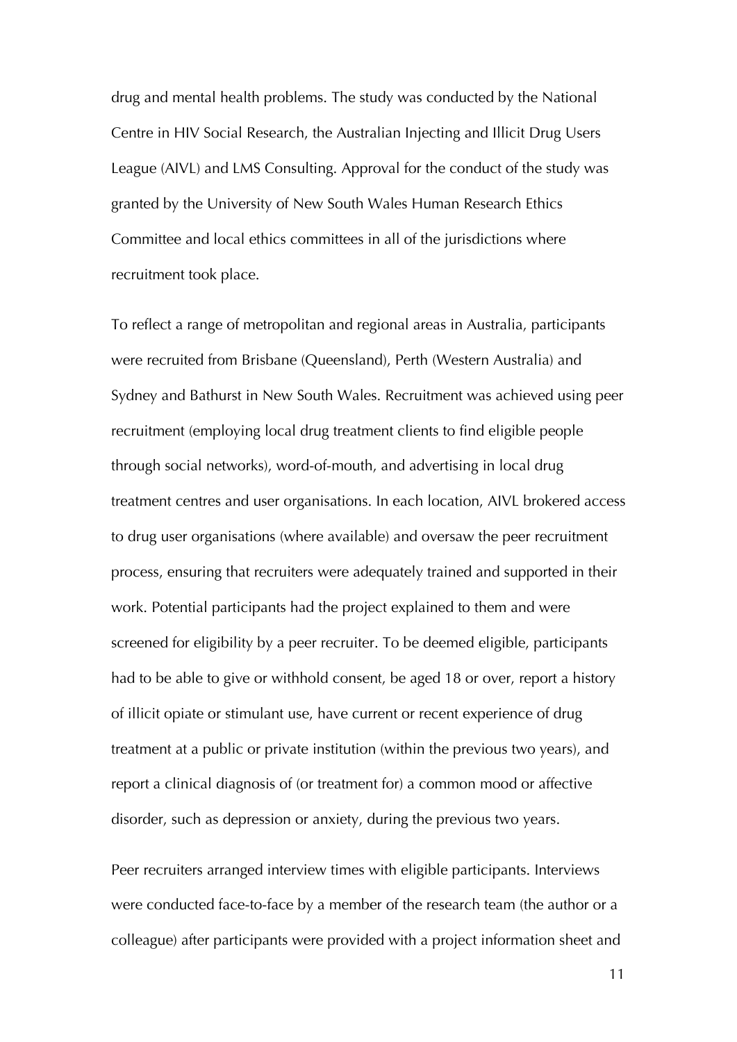drug and mental health problems. The study was conducted by the National Centre in HIV Social Research, the Australian Injecting and Illicit Drug Users League (AIVL) and LMS Consulting. Approval for the conduct of the study was granted by the University of New South Wales Human Research Ethics Committee and local ethics committees in all of the jurisdictions where recruitment took place.

To reflect a range of metropolitan and regional areas in Australia, participants were recruited from Brisbane (Queensland), Perth (Western Australia) and Sydney and Bathurst in New South Wales. Recruitment was achieved using peer recruitment (employing local drug treatment clients to find eligible people through social networks), word-of-mouth, and advertising in local drug treatment centres and user organisations. In each location, AIVL brokered access to drug user organisations (where available) and oversaw the peer recruitment process, ensuring that recruiters were adequately trained and supported in their work. Potential participants had the project explained to them and were screened for eligibility by a peer recruiter. To be deemed eligible, participants had to be able to give or withhold consent, be aged 18 or over, report a history of illicit opiate or stimulant use, have current or recent experience of drug treatment at a public or private institution (within the previous two years), and report a clinical diagnosis of (or treatment for) a common mood or affective disorder, such as depression or anxiety, during the previous two years.

Peer recruiters arranged interview times with eligible participants. Interviews were conducted face-to-face by a member of the research team (the author or a colleague) after participants were provided with a project information sheet and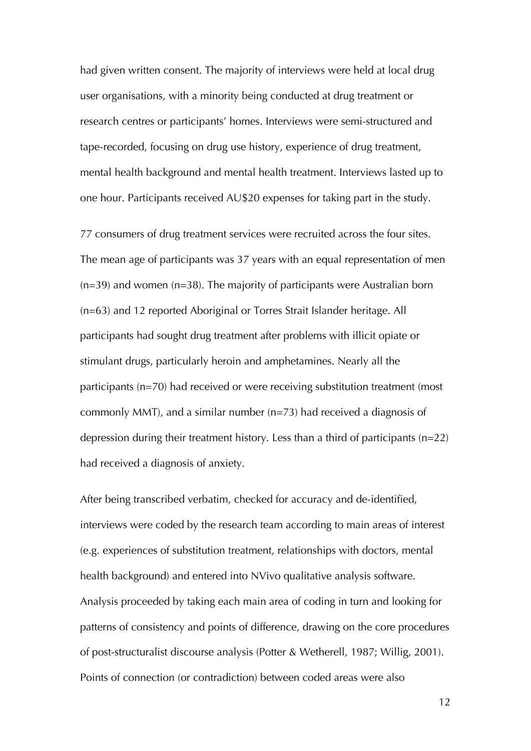had given written consent. The majority of interviews were held at local drug user organisations, with a minority being conducted at drug treatment or research centres or participants' homes. Interviews were semi-structured and tape-recorded, focusing on drug use history, experience of drug treatment, mental health background and mental health treatment. Interviews lasted up to one hour. Participants received AU$20 expenses for taking part in the study.

77 consumers of drug treatment services were recruited across the four sites. The mean age of participants was 37 years with an equal representation of men (n=39) and women (n=38). The majority of participants were Australian born (n=63) and 12 reported Aboriginal or Torres Strait Islander heritage. All participants had sought drug treatment after problems with illicit opiate or stimulant drugs, particularly heroin and amphetamines. Nearly all the participants (n=70) had received or were receiving substitution treatment (most commonly MMT), and a similar number (n=73) had received a diagnosis of depression during their treatment history. Less than a third of participants (n=22) had received a diagnosis of anxiety.

After being transcribed verbatim, checked for accuracy and de-identified, interviews were coded by the research team according to main areas of interest (e.g. experiences of substitution treatment, relationships with doctors, mental health background) and entered into NVivo qualitative analysis software. Analysis proceeded by taking each main area of coding in turn and looking for patterns of consistency and points of difference, drawing on the core procedures of post-structuralist discourse analysis (Potter & Wetherell, 1987; Willig, 2001). Points of connection (or contradiction) between coded areas were also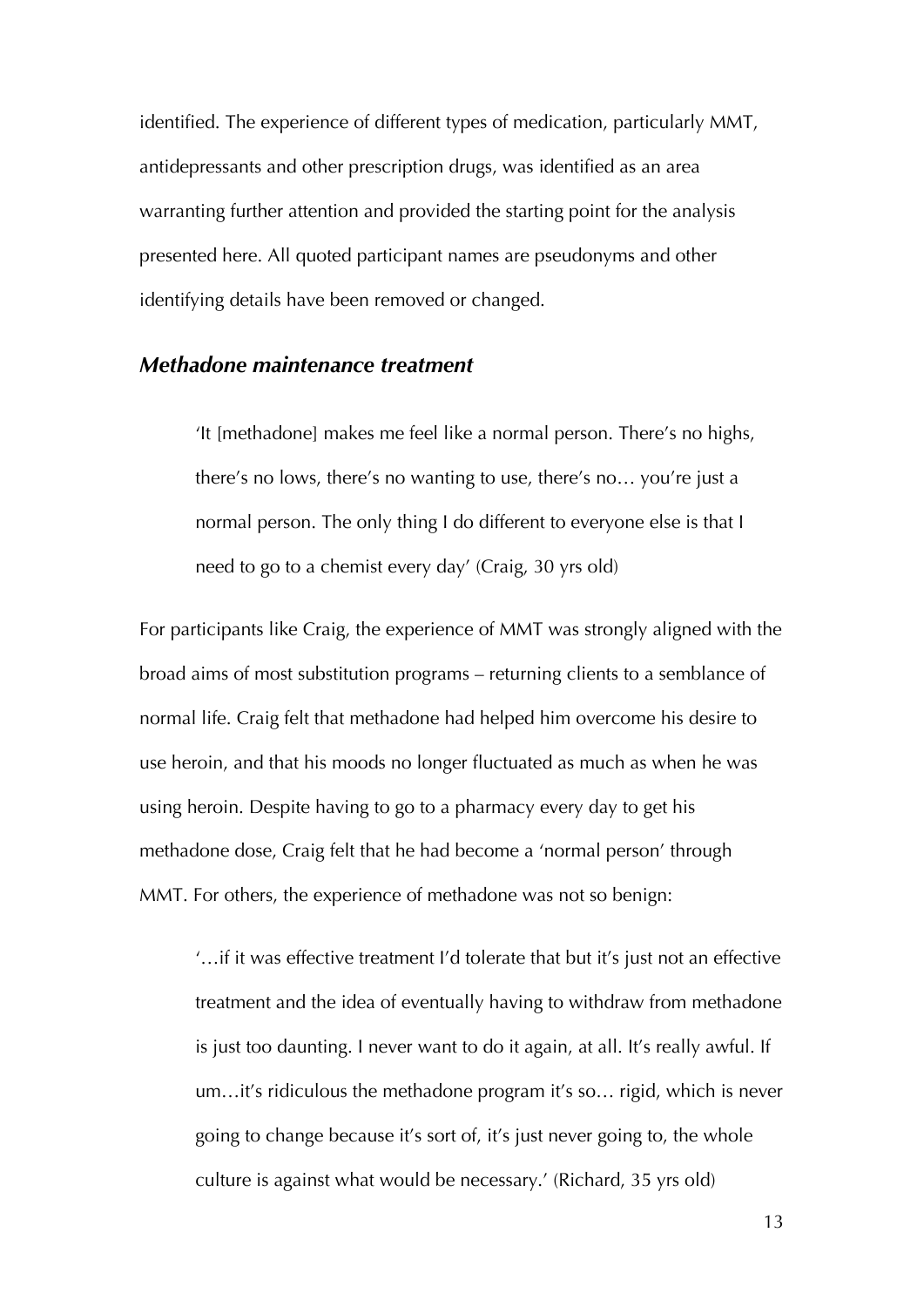identified. The experience of different types of medication, particularly MMT, antidepressants and other prescription drugs, was identified as an area warranting further attention and provided the starting point for the analysis presented here. All quoted participant names are pseudonyms and other identifying details have been removed or changed.

### *Methadone maintenance treatment*

> 'It [methadone] makes me feel like a normal person. There's no highs, there's no lows, there's no wanting to use, there's no… you're just a normal person. The only thing I do different to everyone else is that I need to go to a chemist every day' (Craig, 30 yrs old)

For participants like Craig, the experience of MMT was strongly aligned with the broad aims of most substitution programs – returning clients to a semblance of normal life. Craig felt that methadone had helped him overcome his desire to use heroin, and that his moods no longer fluctuated as much as when he was using heroin. Despite having to go to a pharmacy every day to get his methadone dose, Craig felt that he had become a 'normal person' through MMT. For others, the experience of methadone was not so benign:

> '…if it was effective treatment I'd tolerate that but it's just not an effective treatment and the idea of eventually having to withdraw from methadone is just too daunting. I never want to do it again, at all. It's really awful. If um…it's ridiculous the methadone program it's so… rigid, which is never going to change because it's sort of, it's just never going to, the whole culture is against what would be necessary.' (Richard, 35 yrs old)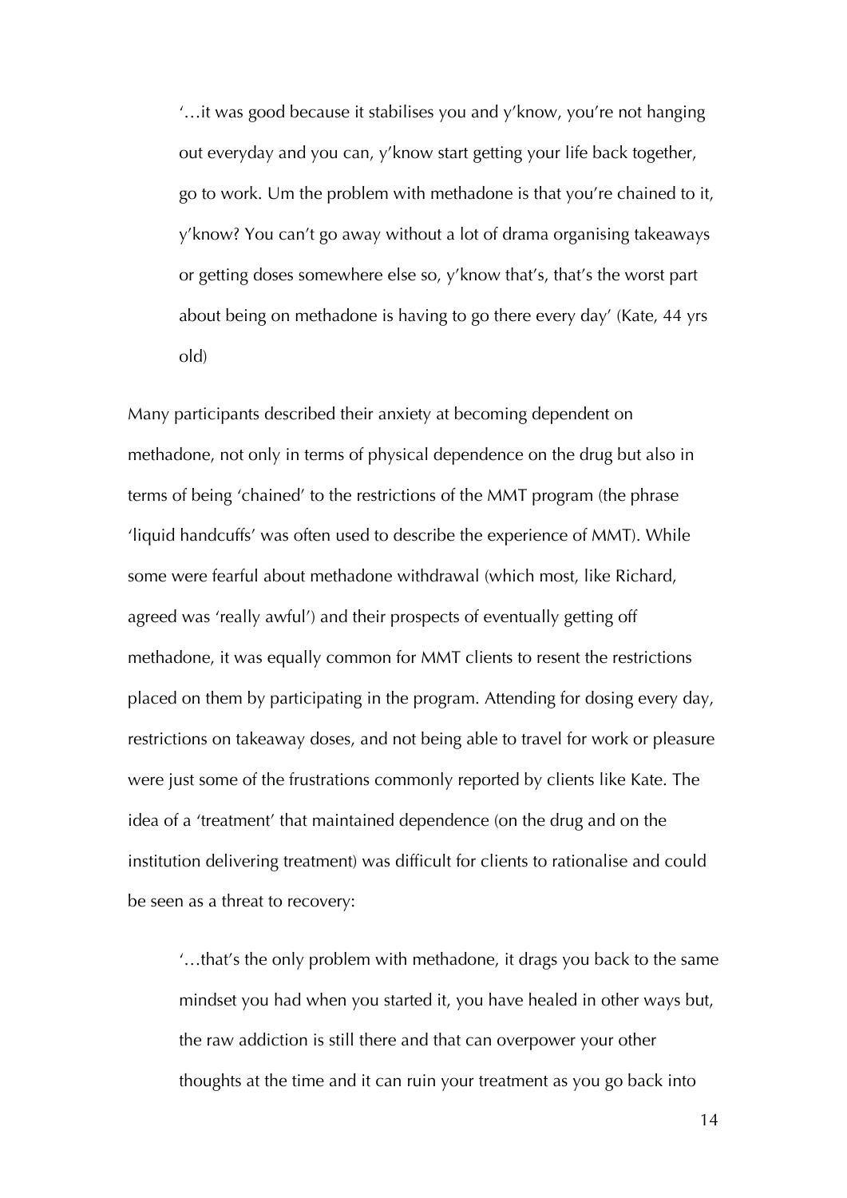> '…it was good because it stabilises you and y'know, you're not hanging out everyday and you can, y'know start getting your life back together, go to work. Um the problem with methadone is that you're chained to it, y'know? You can't go away without a lot of drama organising takeaways or getting doses somewhere else so, y'know that's, that's the worst part about being on methadone is having to go there every day' (Kate, 44 yrs old)

Many participants described their anxiety at becoming dependent on methadone, not only in terms of physical dependence on the drug but also in terms of being 'chained' to the restrictions of the MMT program (the phrase 'liquid handcuffs' was often used to describe the experience of MMT). While some were fearful about methadone withdrawal (which most, like Richard, agreed was 'really awful') and their prospects of eventually getting off methadone, it was equally common for MMT clients to resent the restrictions placed on them by participating in the program. Attending for dosing every day, restrictions on takeaway doses, and not being able to travel for work or pleasure were just some of the frustrations commonly reported by clients like Kate. The idea of a 'treatment' that maintained dependence (on the drug and on the institution delivering treatment) was difficult for clients to rationalise and could be seen as a threat to recovery:

> '…that's the only problem with methadone, it drags you back to the same mindset you had when you started it, you have healed in other ways but, the raw addiction is still there and that can overpower your other thoughts at the time and it can ruin your treatment as you go back into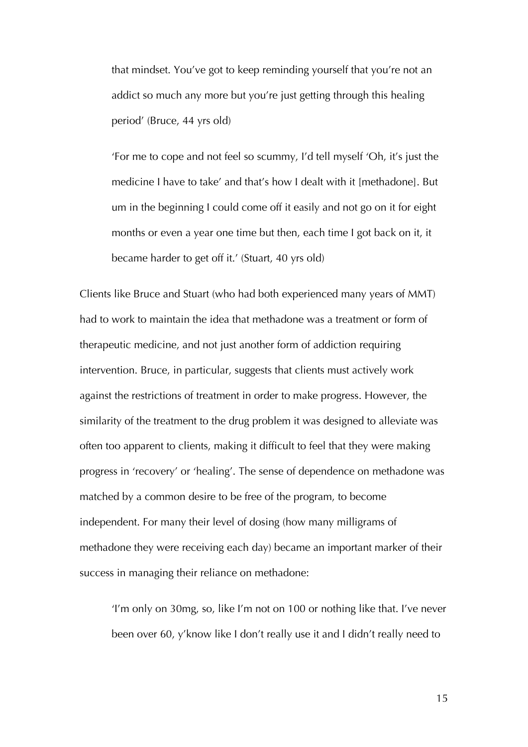> that mindset. You've got to keep reminding yourself that you're not an addict so much any more but you're just getting through this healing period' (Bruce, 44 yrs old)

> 'For me to cope and not feel so scummy, I'd tell myself 'Oh, it's just the medicine I have to take' and that's how I dealt with it [methadone]. But um in the beginning I could come off it easily and not go on it for eight months or even a year one time but then, each time I got back on it, it became harder to get off it.' (Stuart, 40 yrs old)

Clients like Bruce and Stuart (who had both experienced many years of MMT) had to work to maintain the idea that methadone was a treatment or form of therapeutic medicine, and not just another form of addiction requiring intervention. Bruce, in particular, suggests that clients must actively work against the restrictions of treatment in order to make progress. However, the similarity of the treatment to the drug problem it was designed to alleviate was often too apparent to clients, making it difficult to feel that they were making progress in 'recovery' or 'healing'. The sense of dependence on methadone was matched by a common desire to be free of the program, to become independent. For many their level of dosing (how many milligrams of methadone they were receiving each day) became an important marker of their success in managing their reliance on methadone:

> 'I'm only on 30mg, so, like I'm not on 100 or nothing like that. I've never been over 60, y'know like I don't really use it and I didn't really need to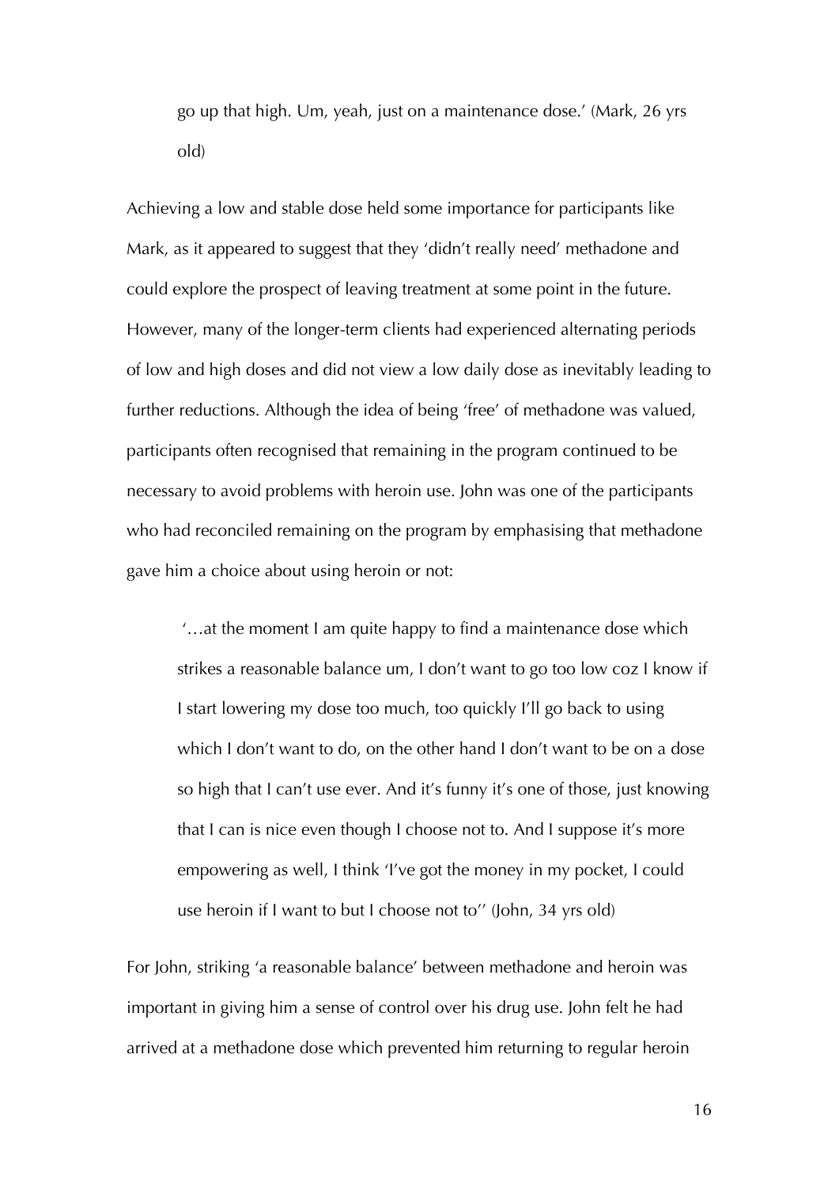> go up that high. Um, yeah, just on a maintenance dose.' (Mark, 26 yrs old)

Achieving a low and stable dose held some importance for participants like Mark, as it appeared to suggest that they 'didn't really need' methadone and could explore the prospect of leaving treatment at some point in the future. However, many of the longer-term clients had experienced alternating periods of low and high doses and did not view a low daily dose as inevitably leading to further reductions. Although the idea of being 'free' of methadone was valued, participants often recognised that remaining in the program continued to be necessary to avoid problems with heroin use. John was one of the participants who had reconciled remaining on the program by emphasising that methadone gave him a choice about using heroin or not:

> '…at the moment I am quite happy to find a maintenance dose which strikes a reasonable balance um, I don't want to go too low coz I know if I start lowering my dose too much, too quickly I'll go back to using which I don't want to do, on the other hand I don't want to be on a dose so high that I can't use ever. And it's funny it's one of those, just knowing that I can is nice even though I choose not to. And I suppose it's more empowering as well, I think 'I've got the money in my pocket, I could use heroin if I want to but I choose not to'' (John, 34 yrs old)

For John, striking 'a reasonable balance' between methadone and heroin was important in giving him a sense of control over his drug use. John felt he had arrived at a methadone dose which prevented him returning to regular heroin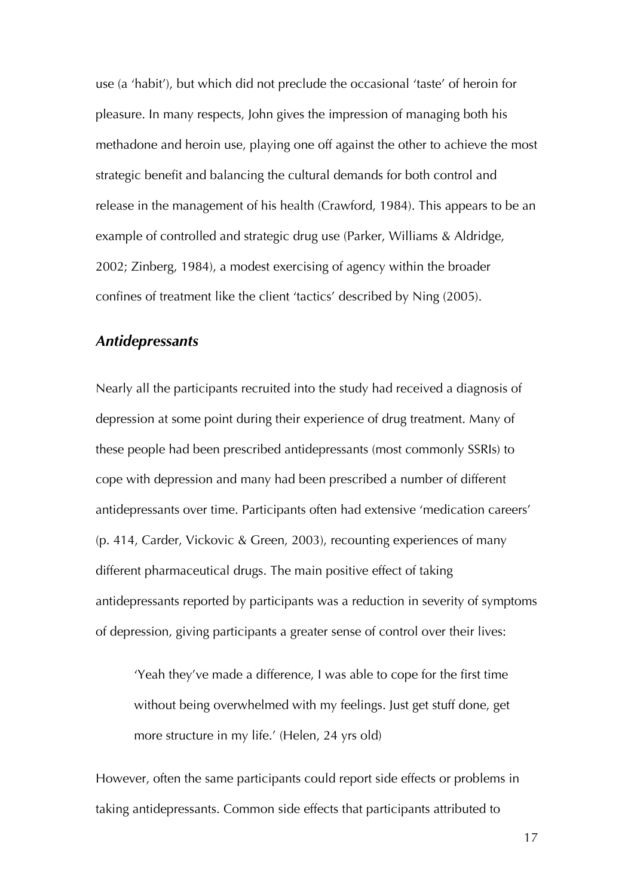use (a 'habit'), but which did not preclude the occasional 'taste' of heroin for pleasure. In many respects, John gives the impression of managing both his methadone and heroin use, playing one off against the other to achieve the most strategic benefit and balancing the cultural demands for both control and release in the management of his health (Crawford, 1984). This appears to be an example of controlled and strategic drug use (Parker, Williams & Aldridge, 2002; Zinberg, 1984), a modest exercising of agency within the broader confines of treatment like the client 'tactics' described by Ning (2005).

### *Antidepressants*

Nearly all the participants recruited into the study had received a diagnosis of depression at some point during their experience of drug treatment. Many of these people had been prescribed antidepressants (most commonly SSRIs) to cope with depression and many had been prescribed a number of different antidepressants over time. Participants often had extensive 'medication careers' (p. 414, Carder, Vickovic & Green, 2003), recounting experiences of many different pharmaceutical drugs. The main positive effect of taking antidepressants reported by participants was a reduction in severity of symptoms of depression, giving participants a greater sense of control over their lives:

> 'Yeah they've made a difference, I was able to cope for the first time without being overwhelmed with my feelings. Just get stuff done, get more structure in my life.' (Helen, 24 yrs old)

However, often the same participants could report side effects or problems in taking antidepressants. Common side effects that participants attributed to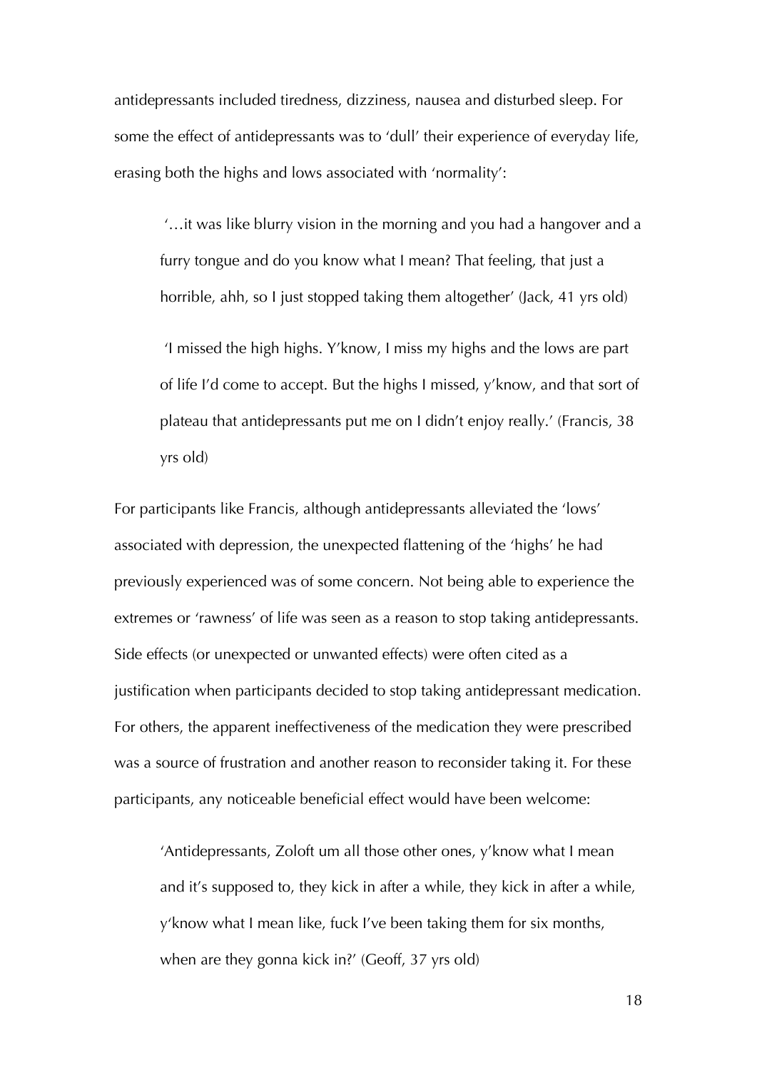antidepressants included tiredness, dizziness, nausea and disturbed sleep. For some the effect of antidepressants was to 'dull' their experience of everyday life, erasing both the highs and lows associated with 'normality':

> '…it was like blurry vision in the morning and you had a hangover and a furry tongue and do you know what I mean? That feeling, that just a horrible, ahh, so I just stopped taking them altogether' (Jack, 41 yrs old)

> 'I missed the high highs. Y'know, I miss my highs and the lows are part of life I'd come to accept. But the highs I missed, y'know, and that sort of plateau that antidepressants put me on I didn't enjoy really.' (Francis, 38 yrs old)

For participants like Francis, although antidepressants alleviated the 'lows' associated with depression, the unexpected flattening of the 'highs' he had previously experienced was of some concern. Not being able to experience the extremes or 'rawness' of life was seen as a reason to stop taking antidepressants. Side effects (or unexpected or unwanted effects) were often cited as a justification when participants decided to stop taking antidepressant medication. For others, the apparent ineffectiveness of the medication they were prescribed was a source of frustration and another reason to reconsider taking it. For these participants, any noticeable beneficial effect would have been welcome:

> 'Antidepressants, Zoloft um all those other ones, y'know what I mean and it's supposed to, they kick in after a while, they kick in after a while, y'know what I mean like, fuck I've been taking them for six months, when are they gonna kick in?' (Geoff, 37 yrs old)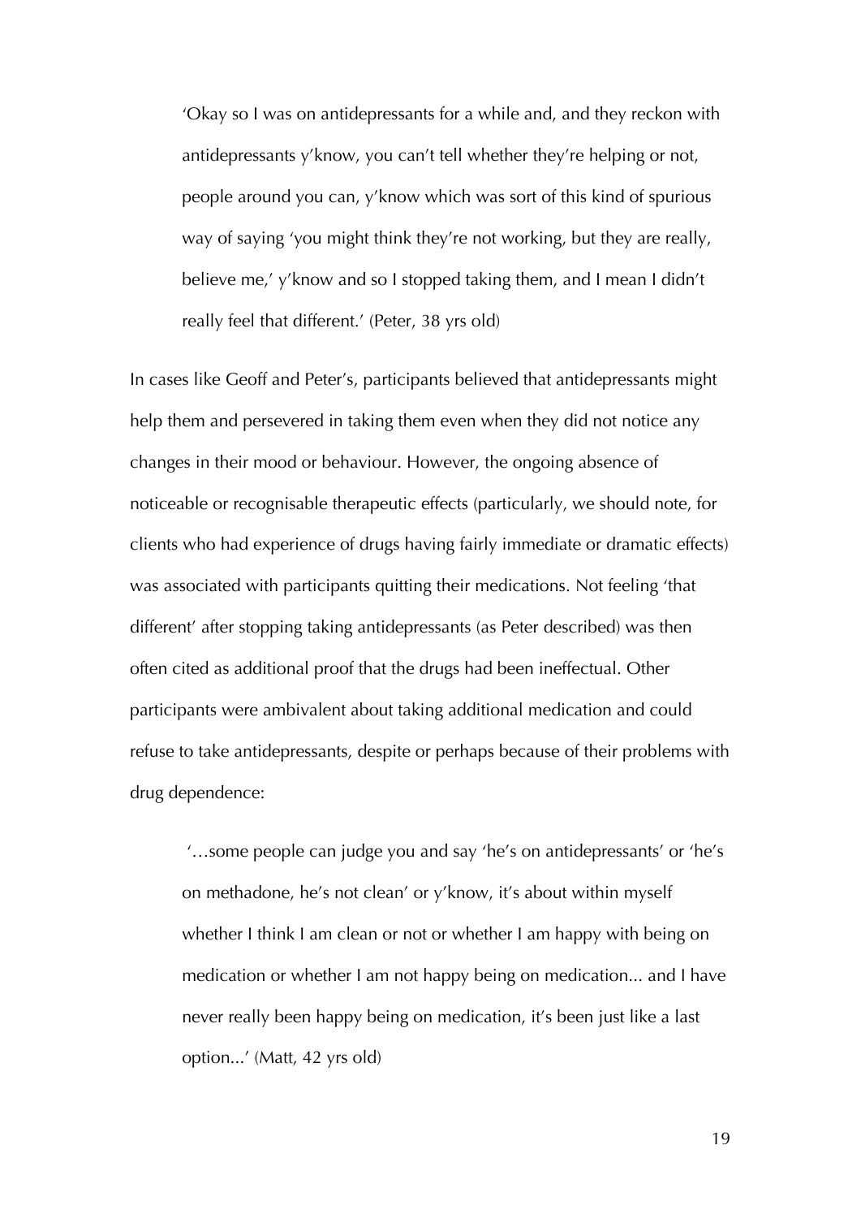> 'Okay so I was on antidepressants for a while and, and they reckon with antidepressants y'know, you can't tell whether they're helping or not, people around you can, y'know which was sort of this kind of spurious way of saying 'you might think they're not working, but they are really, believe me,' y'know and so I stopped taking them, and I mean I didn't really feel that different.' (Peter, 38 yrs old)

In cases like Geoff and Peter's, participants believed that antidepressants might help them and persevered in taking them even when they did not notice any changes in their mood or behaviour. However, the ongoing absence of noticeable or recognisable therapeutic effects (particularly, we should note, for clients who had experience of drugs having fairly immediate or dramatic effects) was associated with participants quitting their medications. Not feeling 'that different' after stopping taking antidepressants (as Peter described) was then often cited as additional proof that the drugs had been ineffectual. Other participants were ambivalent about taking additional medication and could refuse to take antidepressants, despite or perhaps because of their problems with drug dependence:

> '…some people can judge you and say 'he's on antidepressants' or 'he's on methadone, he's not clean' or y'know, it's about within myself whether I think I am clean or not or whether I am happy with being on medication or whether I am not happy being on medication... and I have never really been happy being on medication, it's been just like a last option...' (Matt, 42 yrs old)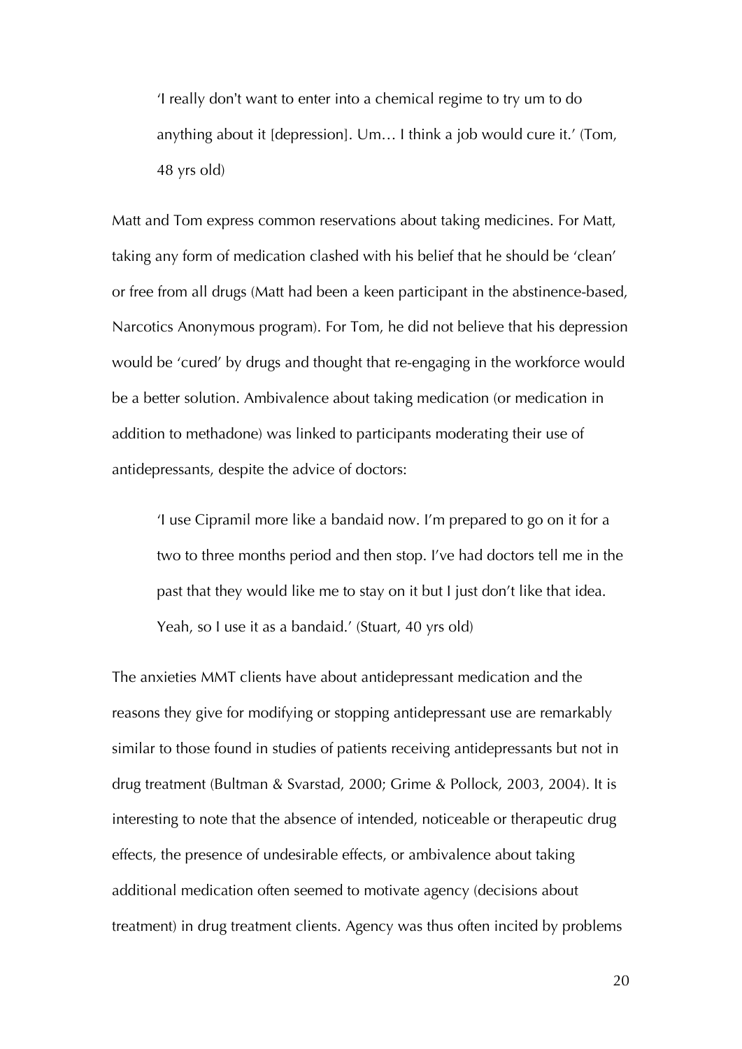> 'I really don't want to enter into a chemical regime to try um to do anything about it [depression]. Um… I think a job would cure it.' (Tom, 48 yrs old)

Matt and Tom express common reservations about taking medicines. For Matt, taking any form of medication clashed with his belief that he should be 'clean' or free from all drugs (Matt had been a keen participant in the abstinence-based, Narcotics Anonymous program). For Tom, he did not believe that his depression would be 'cured' by drugs and thought that re-engaging in the workforce would be a better solution. Ambivalence about taking medication (or medication in addition to methadone) was linked to participants moderating their use of antidepressants, despite the advice of doctors:

> 'I use Cipramil more like a bandaid now. I'm prepared to go on it for a two to three months period and then stop. I've had doctors tell me in the past that they would like me to stay on it but I just don't like that idea. Yeah, so I use it as a bandaid.' (Stuart, 40 yrs old)

The anxieties MMT clients have about antidepressant medication and the reasons they give for modifying or stopping antidepressant use are remarkably similar to those found in studies of patients receiving antidepressants but not in drug treatment (Bultman & Svarstad, 2000; Grime & Pollock, 2003, 2004). It is interesting to note that the absence of intended, noticeable or therapeutic drug effects, the presence of undesirable effects, or ambivalence about taking additional medication often seemed to motivate agency (decisions about treatment) in drug treatment clients. Agency was thus often incited by problems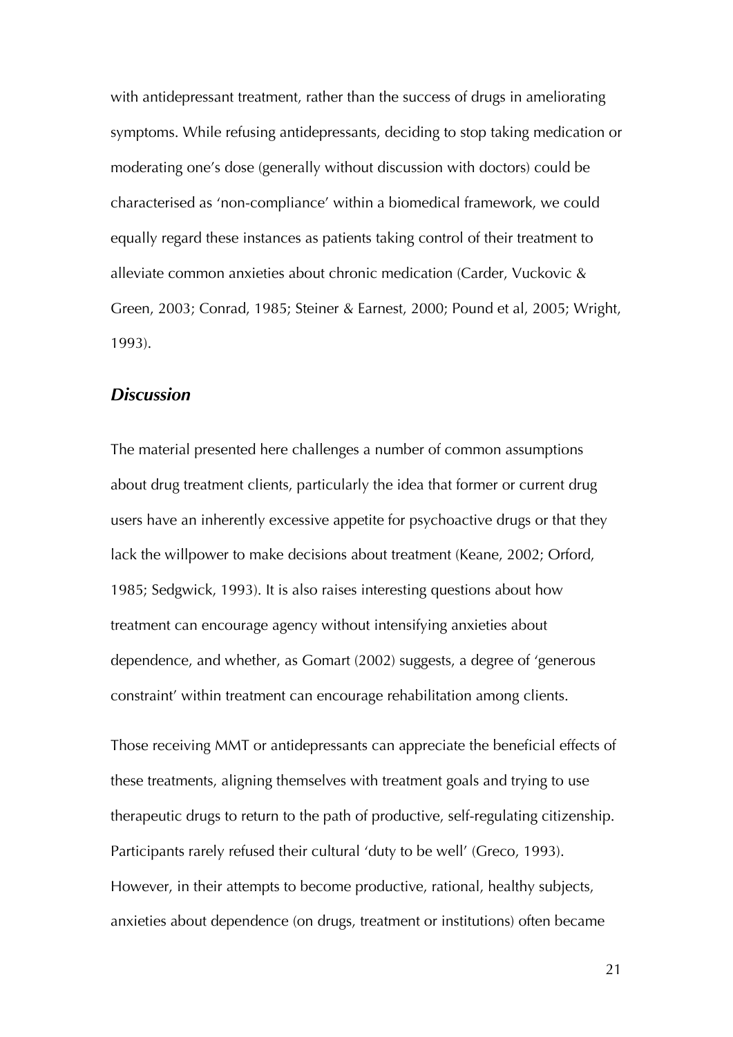with antidepressant treatment, rather than the success of drugs in ameliorating symptoms. While refusing antidepressants, deciding to stop taking medication or moderating one's dose (generally without discussion with doctors) could be characterised as 'non-compliance' within a biomedical framework, we could equally regard these instances as patients taking control of their treatment to alleviate common anxieties about chronic medication (Carder, Vuckovic & Green, 2003; Conrad, 1985; Steiner & Earnest, 2000; Pound et al, 2005; Wright, 1993).

## *Discussion*

The material presented here challenges a number of common assumptions about drug treatment clients, particularly the idea that former or current drug users have an inherently excessive appetite for psychoactive drugs or that they lack the willpower to make decisions about treatment (Keane, 2002; Orford, 1985; Sedgwick, 1993). It is also raises interesting questions about how treatment can encourage agency without intensifying anxieties about dependence, and whether, as Gomart (2002) suggests, a degree of 'generous constraint' within treatment can encourage rehabilitation among clients.

Those receiving MMT or antidepressants can appreciate the beneficial effects of these treatments, aligning themselves with treatment goals and trying to use therapeutic drugs to return to the path of productive, self-regulating citizenship. Participants rarely refused their cultural 'duty to be well' (Greco, 1993). However, in their attempts to become productive, rational, healthy subjects, anxieties about dependence (on drugs, treatment or institutions) often became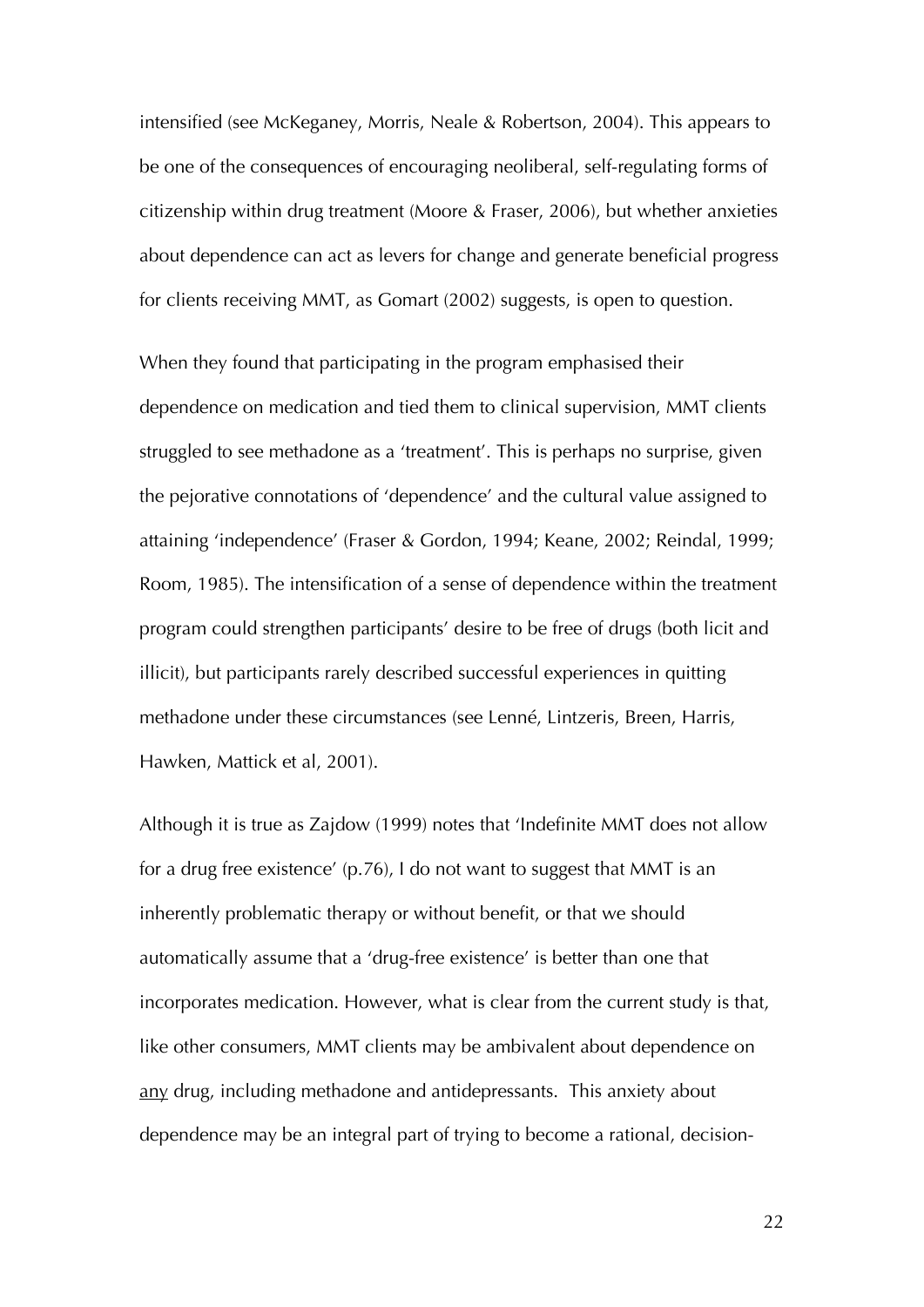intensified (see McKeganey, Morris, Neale & Robertson, 2004). This appears to be one of the consequences of encouraging neoliberal, self-regulating forms of citizenship within drug treatment (Moore & Fraser, 2006), but whether anxieties about dependence can act as levers for change and generate beneficial progress for clients receiving MMT, as Gomart (2002) suggests, is open to question.

When they found that participating in the program emphasised their dependence on medication and tied them to clinical supervision, MMT clients struggled to see methadone as a 'treatment'. This is perhaps no surprise, given the pejorative connotations of 'dependence' and the cultural value assigned to attaining 'independence' (Fraser & Gordon, 1994; Keane, 2002; Reindal, 1999; Room, 1985). The intensification of a sense of dependence within the treatment program could strengthen participants' desire to be free of drugs (both licit and illicit), but participants rarely described successful experiences in quitting methadone under these circumstances (see Lenné, Lintzeris, Breen, Harris, Hawken, Mattick et al, 2001).

Although it is true as Zajdow (1999) notes that 'Indefinite MMT does not allow for a drug free existence' (p.76), I do not want to suggest that MMT is an inherently problematic therapy or without benefit, or that we should automatically assume that a 'drug-free existence' is better than one that incorporates medication. However, what is clear from the current study is that, like other consumers, MMT clients may be ambivalent about dependence on <u>any</u> drug, including methadone and antidepressants. This anxiety about dependence may be an integral part of trying to become a rational, decision-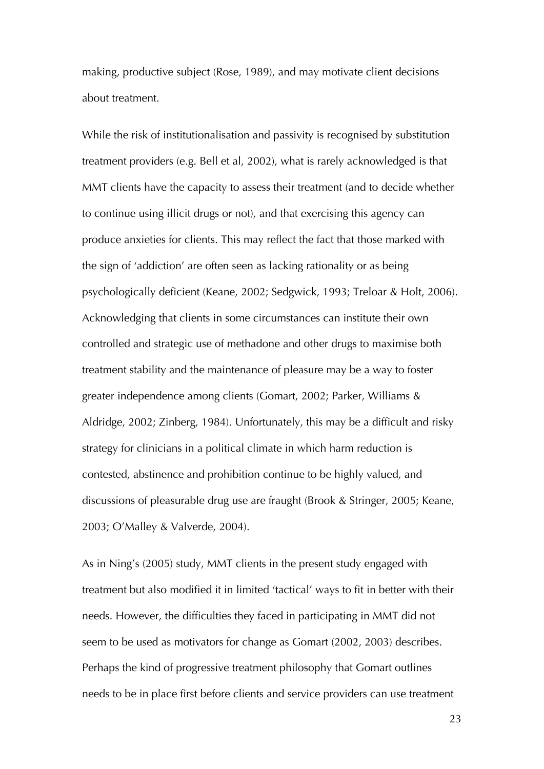making, productive subject (Rose, 1989), and may motivate client decisions about treatment.

While the risk of institutionalisation and passivity is recognised by substitution treatment providers (e.g. Bell et al, 2002), what is rarely acknowledged is that MMT clients have the capacity to assess their treatment (and to decide whether to continue using illicit drugs or not), and that exercising this agency can produce anxieties for clients. This may reflect the fact that those marked with the sign of 'addiction' are often seen as lacking rationality or as being psychologically deficient (Keane, 2002; Sedgwick, 1993; Treloar & Holt, 2006). Acknowledging that clients in some circumstances can institute their own controlled and strategic use of methadone and other drugs to maximise both treatment stability and the maintenance of pleasure may be a way to foster greater independence among clients (Gomart, 2002; Parker, Williams & Aldridge, 2002; Zinberg, 1984). Unfortunately, this may be a difficult and risky strategy for clinicians in a political climate in which harm reduction is contested, abstinence and prohibition continue to be highly valued, and discussions of pleasurable drug use are fraught (Brook & Stringer, 2005; Keane, 2003; O'Malley & Valverde, 2004).

As in Ning's (2005) study, MMT clients in the present study engaged with treatment but also modified it in limited 'tactical' ways to fit in better with their needs. However, the difficulties they faced in participating in MMT did not seem to be used as motivators for change as Gomart (2002, 2003) describes. Perhaps the kind of progressive treatment philosophy that Gomart outlines needs to be in place first before clients and service providers can use treatment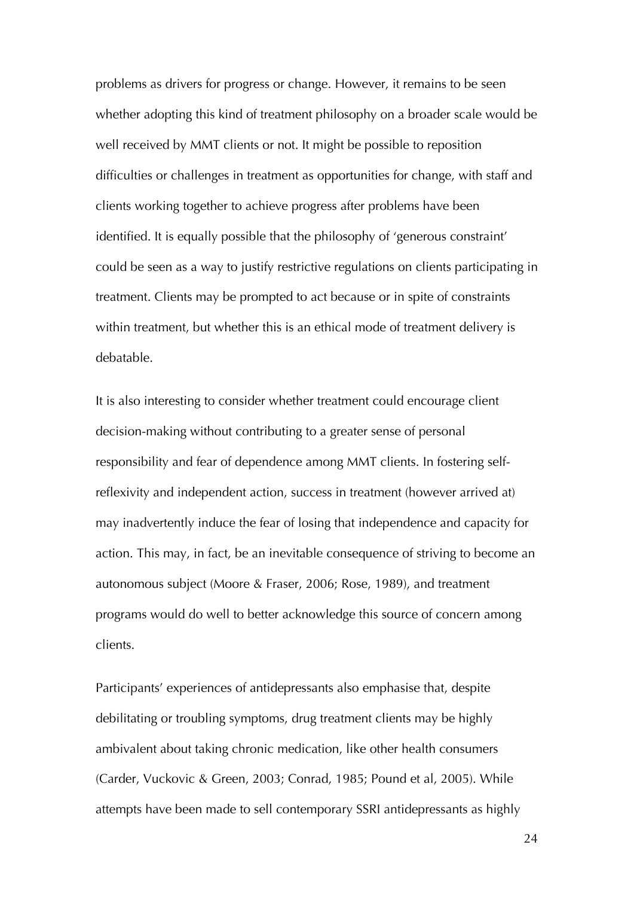problems as drivers for progress or change. However, it remains to be seen whether adopting this kind of treatment philosophy on a broader scale would be well received by MMT clients or not. It might be possible to reposition difficulties or challenges in treatment as opportunities for change, with staff and clients working together to achieve progress after problems have been identified. It is equally possible that the philosophy of 'generous constraint' could be seen as a way to justify restrictive regulations on clients participating in treatment. Clients may be prompted to act because or in spite of constraints within treatment, but whether this is an ethical mode of treatment delivery is debatable.

It is also interesting to consider whether treatment could encourage client decision-making without contributing to a greater sense of personal responsibility and fear of dependence among MMT clients. In fostering self-reflexivity and independent action, success in treatment (however arrived at) may inadvertently induce the fear of losing that independence and capacity for action. This may, in fact, be an inevitable consequence of striving to become an autonomous subject (Moore & Fraser, 2006; Rose, 1989), and treatment programs would do well to better acknowledge this source of concern among clients.

Participants' experiences of antidepressants also emphasise that, despite debilitating or troubling symptoms, drug treatment clients may be highly ambivalent about taking chronic medication, like other health consumers (Carder, Vuckovic & Green, 2003; Conrad, 1985; Pound et al, 2005). While attempts have been made to sell contemporary SSRI antidepressants as highly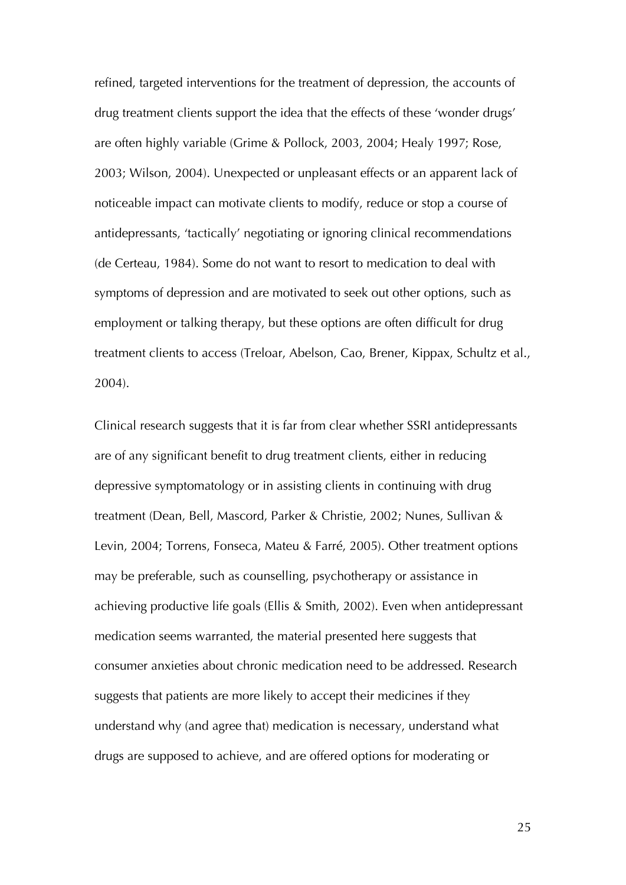refined, targeted interventions for the treatment of depression, the accounts of drug treatment clients support the idea that the effects of these 'wonder drugs' are often highly variable (Grime & Pollock, 2003, 2004; Healy 1997; Rose, 2003; Wilson, 2004). Unexpected or unpleasant effects or an apparent lack of noticeable impact can motivate clients to modify, reduce or stop a course of antidepressants, 'tactically' negotiating or ignoring clinical recommendations (de Certeau, 1984). Some do not want to resort to medication to deal with symptoms of depression and are motivated to seek out other options, such as employment or talking therapy, but these options are often difficult for drug treatment clients to access (Treloar, Abelson, Cao, Brener, Kippax, Schultz et al., 2004).

Clinical research suggests that it is far from clear whether SSRI antidepressants are of any significant benefit to drug treatment clients, either in reducing depressive symptomatology or in assisting clients in continuing with drug treatment (Dean, Bell, Mascord, Parker & Christie, 2002; Nunes, Sullivan & Levin, 2004; Torrens, Fonseca, Mateu & Farré, 2005). Other treatment options may be preferable, such as counselling, psychotherapy or assistance in achieving productive life goals (Ellis & Smith, 2002). Even when antidepressant medication seems warranted, the material presented here suggests that consumer anxieties about chronic medication need to be addressed. Research suggests that patients are more likely to accept their medicines if they understand why (and agree that) medication is necessary, understand what drugs are supposed to achieve, and are offered options for moderating or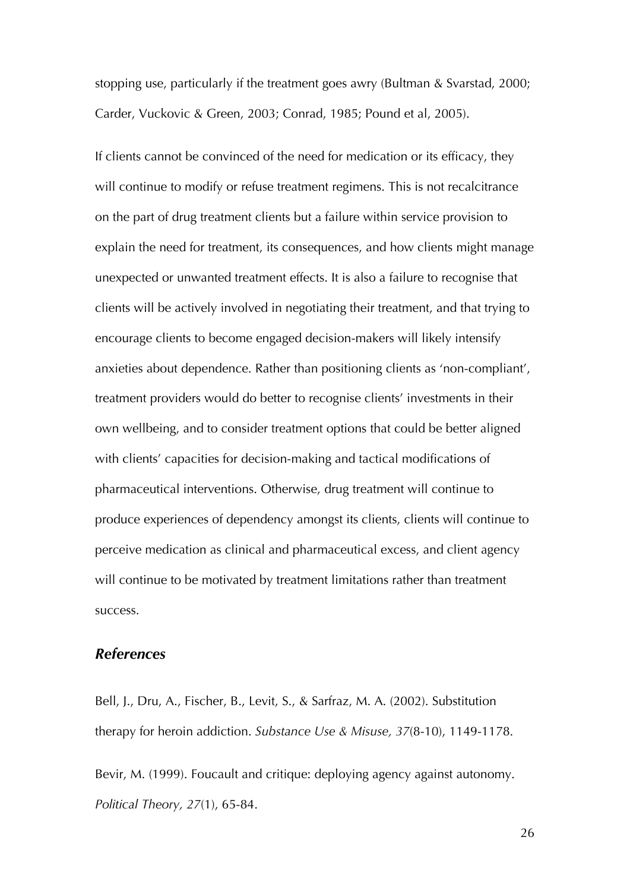stopping use, particularly if the treatment goes awry (Bultman & Svarstad, 2000; Carder, Vuckovic & Green, 2003; Conrad, 1985; Pound et al, 2005).

If clients cannot be convinced of the need for medication or its efficacy, they will continue to modify or refuse treatment regimens. This is not recalcitrance on the part of drug treatment clients but a failure within service provision to explain the need for treatment, its consequences, and how clients might manage unexpected or unwanted treatment effects. It is also a failure to recognise that clients will be actively involved in negotiating their treatment, and that trying to encourage clients to become engaged decision-makers will likely intensify anxieties about dependence. Rather than positioning clients as 'non-compliant', treatment providers would do better to recognise clients' investments in their own wellbeing, and to consider treatment options that could be better aligned with clients' capacities for decision-making and tactical modifications of pharmaceutical interventions. Otherwise, drug treatment will continue to produce experiences of dependency amongst its clients, clients will continue to perceive medication as clinical and pharmaceutical excess, and client agency will continue to be motivated by treatment limitations rather than treatment success.

## *References*

Bell, J., Dru, A., Fischer, B., Levit, S., & Sarfraz, M. A. (2002). Substitution therapy for heroin addiction. *Substance Use & Misuse, 37*(8-10), 1149-1178.

Bevir, M. (1999). Foucault and critique: deploying agency against autonomy. *Political Theory, 27*(1), 65-84.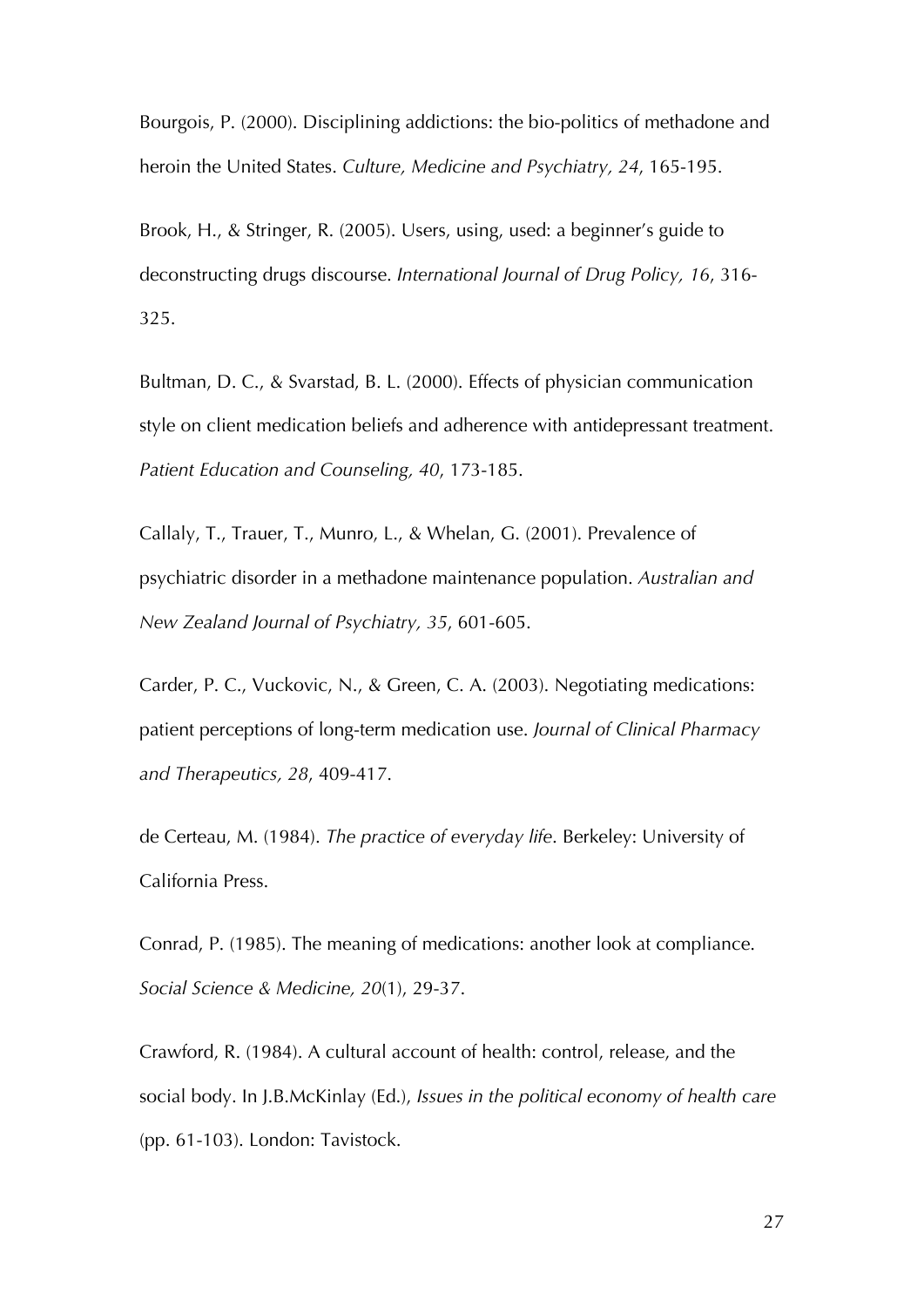Bourgois, P. (2000). Disciplining addictions: the bio-politics of methadone and heroin the United States. *Culture, Medicine and Psychiatry, 24*, 165-195.

Brook, H., & Stringer, R. (2005). Users, using, used: a beginner's guide to deconstructing drugs discourse. *International Journal of Drug Policy, 16*, 316-325.

Bultman, D. C., & Svarstad, B. L. (2000). Effects of physician communication style on client medication beliefs and adherence with antidepressant treatment. *Patient Education and Counseling, 40*, 173-185.

Callaly, T., Trauer, T., Munro, L., & Whelan, G. (2001). Prevalence of psychiatric disorder in a methadone maintenance population. *Australian and New Zealand Journal of Psychiatry, 35*, 601-605.

Carder, P. C., Vuckovic, N., & Green, C. A. (2003). Negotiating medications: patient perceptions of long-term medication use. *Journal of Clinical Pharmacy and Therapeutics, 28*, 409-417.

de Certeau, M. (1984). *The practice of everyday life*. Berkeley: University of California Press.

Conrad, P. (1985). The meaning of medications: another look at compliance. *Social Science & Medicine, 20*(1), 29-37.

Crawford, R. (1984). A cultural account of health: control, release, and the social body. In J.B.McKinlay (Ed.), *Issues in the political economy of health care* (pp. 61-103). London: Tavistock.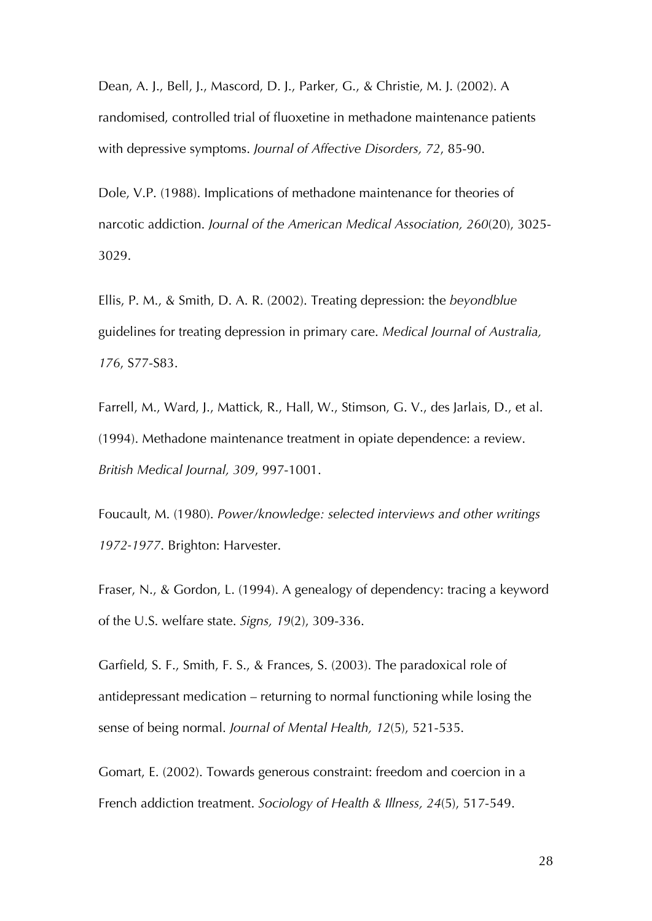Dean, A. J., Bell, J., Mascord, D. J., Parker, G., & Christie, M. J. (2002). A randomised, controlled trial of fluoxetine in methadone maintenance patients with depressive symptoms. *Journal of Affective Disorders, 72*, 85-90.

Dole, V.P. (1988). Implications of methadone maintenance for theories of narcotic addiction. *Journal of the American Medical Association, 260*(20), 3025-3029.

Ellis, P. M., & Smith, D. A. R. (2002). Treating depression: the *beyondblue* guidelines for treating depression in primary care. *Medical Journal of Australia, 176*, S77-S83.

Farrell, M., Ward, J., Mattick, R., Hall, W., Stimson, G. V., des Jarlais, D., et al. (1994). Methadone maintenance treatment in opiate dependence: a review. *British Medical Journal, 309*, 997-1001.

Foucault, M. (1980). *Power/knowledge: selected interviews and other writings 1972-1977*. Brighton: Harvester.

Fraser, N., & Gordon, L. (1994). A genealogy of dependency: tracing a keyword of the U.S. welfare state. *Signs, 19*(2), 309-336.

Garfield, S. F., Smith, F. S., & Frances, S. (2003). The paradoxical role of antidepressant medication – returning to normal functioning while losing the sense of being normal. *Journal of Mental Health, 12*(5), 521-535.

Gomart, E. (2002). Towards generous constraint: freedom and coercion in a French addiction treatment. *Sociology of Health & Illness, 24*(5), 517-549.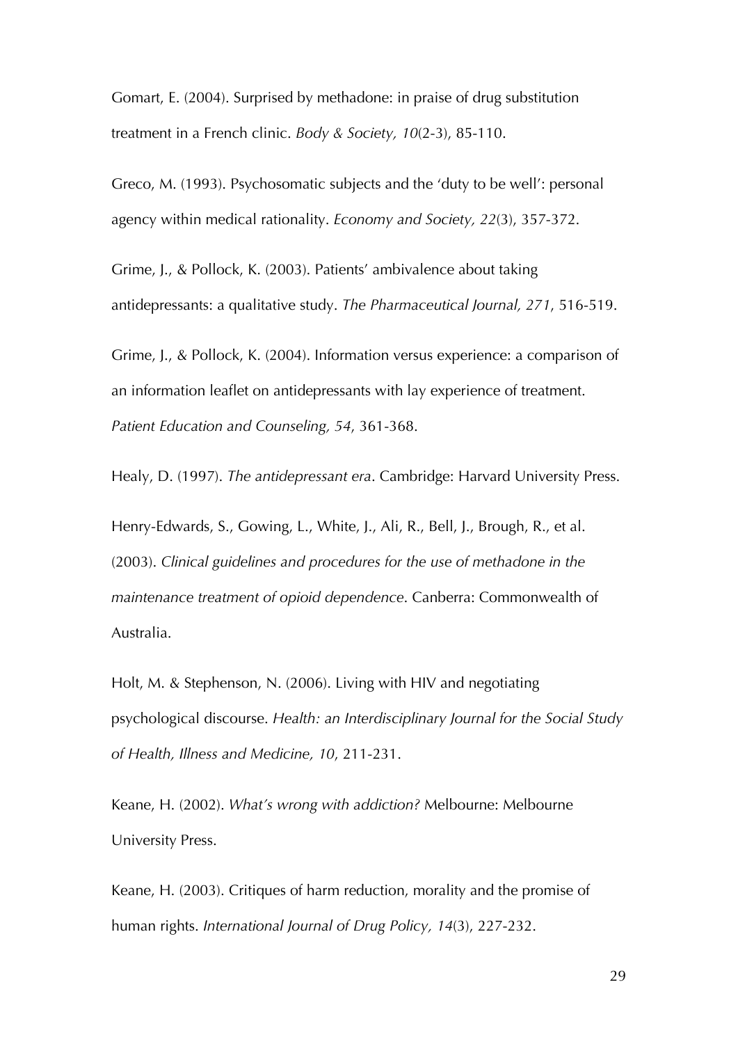Gomart, E. (2004). Surprised by methadone: in praise of drug substitution treatment in a French clinic. *Body & Society, 10*(2-3), 85-110.

Greco, M. (1993). Psychosomatic subjects and the 'duty to be well': personal agency within medical rationality. *Economy and Society, 22*(3), 357-372.

Grime, J., & Pollock, K. (2003). Patients' ambivalence about taking antidepressants: a qualitative study. *The Pharmaceutical Journal, 271*, 516-519.

Grime, J., & Pollock, K. (2004). Information versus experience: a comparison of an information leaflet on antidepressants with lay experience of treatment. *Patient Education and Counseling, 54*, 361-368.

Healy, D. (1997). *The antidepressant era*. Cambridge: Harvard University Press.

Henry-Edwards, S., Gowing, L., White, J., Ali, R., Bell, J., Brough, R., et al. (2003). *Clinical guidelines and procedures for the use of methadone in the maintenance treatment of opioid dependence*. Canberra: Commonwealth of Australia.

Holt, M. & Stephenson, N. (2006). Living with HIV and negotiating psychological discourse. *Health: an Interdisciplinary Journal for the Social Study of Health, Illness and Medicine, 10*, 211-231.

Keane, H. (2002). *What's wrong with addiction?* Melbourne: Melbourne University Press.

Keane, H. (2003). Critiques of harm reduction, morality and the promise of human rights. *International Journal of Drug Policy, 14*(3), 227-232.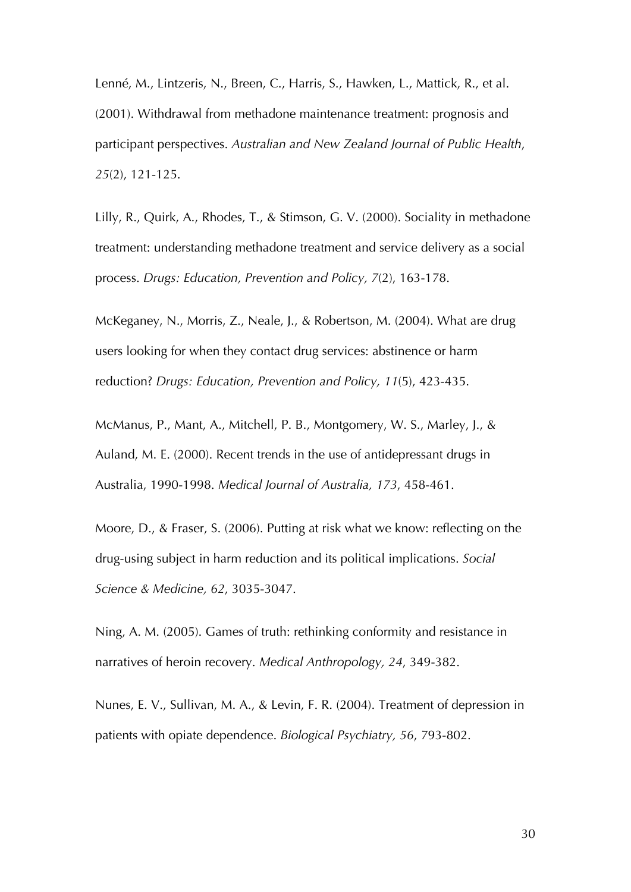Lenné, M., Lintzeris, N., Breen, C., Harris, S., Hawken, L., Mattick, R., et al. (2001). Withdrawal from methadone maintenance treatment: prognosis and participant perspectives. *Australian and New Zealand Journal of Public Health*, *25*(2), 121-125.

Lilly, R., Quirk, A., Rhodes, T., & Stimson, G. V. (2000). Sociality in methadone treatment: understanding methadone treatment and service delivery as a social process. *Drugs: Education, Prevention and Policy, 7*(2), 163-178.

McKeganey, N., Morris, Z., Neale, J., & Robertson, M. (2004). What are drug users looking for when they contact drug services: abstinence or harm reduction? *Drugs: Education, Prevention and Policy, 11*(5), 423-435.

McManus, P., Mant, A., Mitchell, P. B., Montgomery, W. S., Marley, J., & Auland, M. E. (2000). Recent trends in the use of antidepressant drugs in Australia, 1990-1998. *Medical Journal of Australia, 173*, 458-461.

Moore, D., & Fraser, S. (2006). Putting at risk what we know: reflecting on the drug-using subject in harm reduction and its political implications. *Social Science & Medicine, 62*, 3035-3047.

Ning, A. M. (2005). Games of truth: rethinking conformity and resistance in narratives of heroin recovery. *Medical Anthropology, 24*, 349-382.

Nunes, E. V., Sullivan, M. A., & Levin, F. R. (2004). Treatment of depression in patients with opiate dependence. *Biological Psychiatry, 56*, 793-802.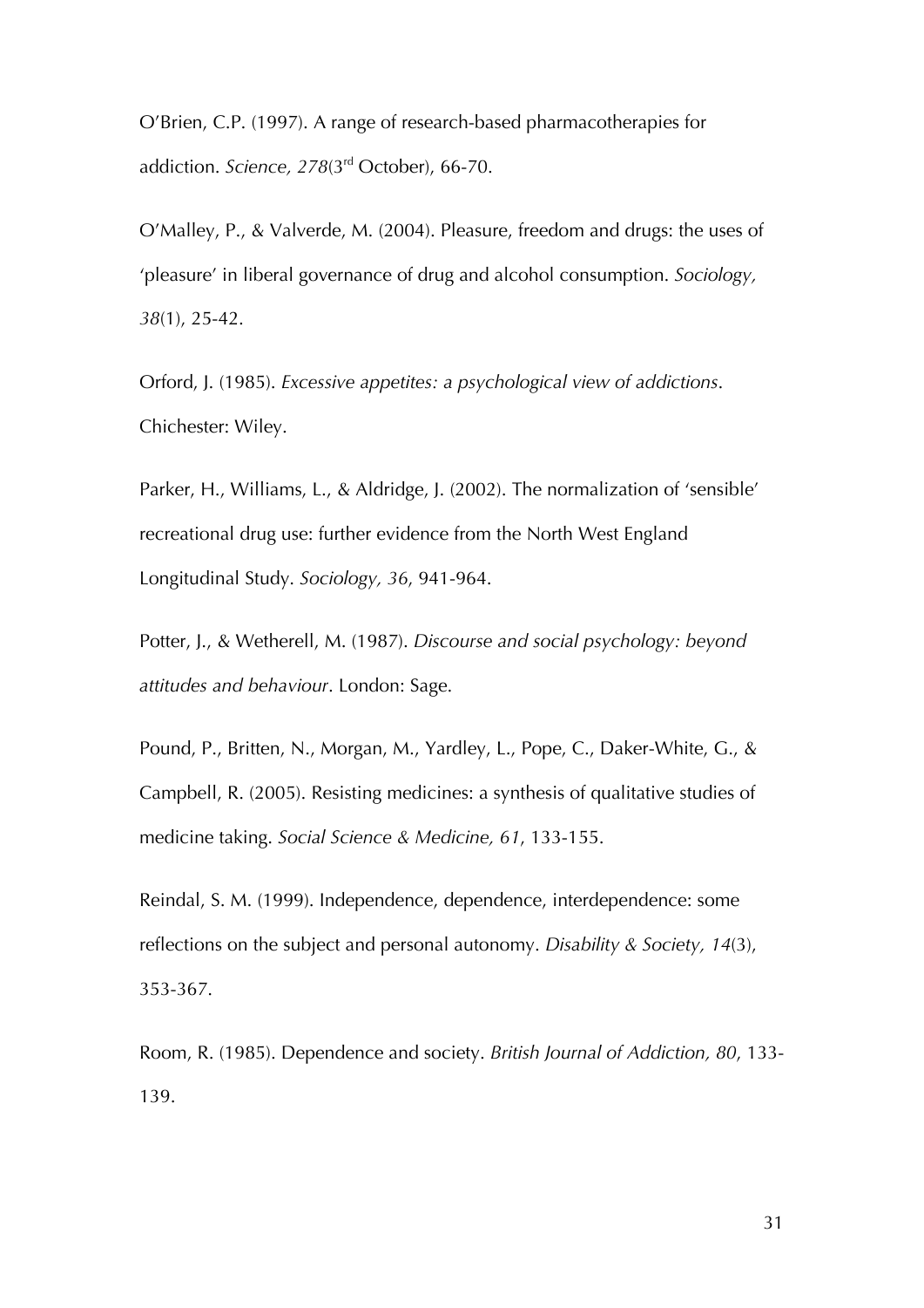O'Brien, C.P. (1997). A range of research-based pharmacotherapies for addiction. *Science, 278*(3rd October), 66-70.

O'Malley, P., & Valverde, M. (2004). Pleasure, freedom and drugs: the uses of 'pleasure' in liberal governance of drug and alcohol consumption. *Sociology, 38*(1), 25-42.

Orford, J. (1985). *Excessive appetites: a psychological view of addictions*. Chichester: Wiley.

Parker, H., Williams, L., & Aldridge, J. (2002). The normalization of 'sensible' recreational drug use: further evidence from the North West England Longitudinal Study. *Sociology, 36*, 941-964.

Potter, J., & Wetherell, M. (1987). *Discourse and social psychology: beyond attitudes and behaviour*. London: Sage.

Pound, P., Britten, N., Morgan, M., Yardley, L., Pope, C., Daker-White, G., & Campbell, R. (2005). Resisting medicines: a synthesis of qualitative studies of medicine taking. *Social Science & Medicine, 61*, 133-155.

Reindal, S. M. (1999). Independence, dependence, interdependence: some reflections on the subject and personal autonomy. *Disability & Society, 14*(3), 353-367.

Room, R. (1985). Dependence and society. *British Journal of Addiction, 80*, 133-139.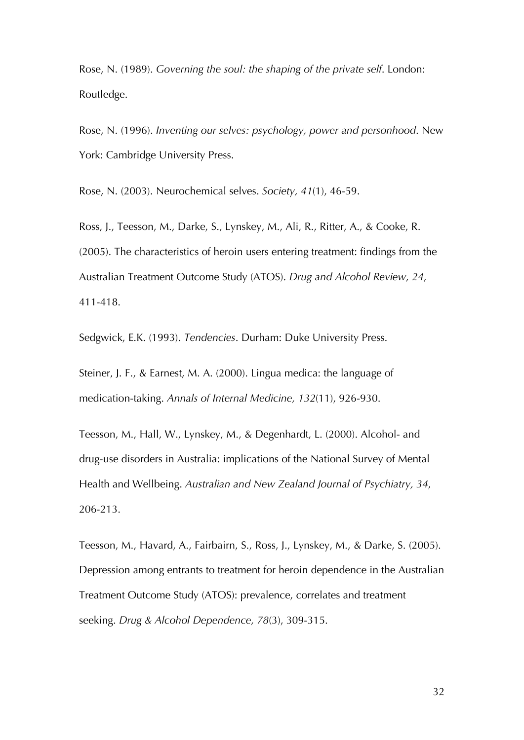Rose, N. (1989). *Governing the soul: the shaping of the private self*. London: Routledge.

Rose, N. (1996). *Inventing our selves: psychology, power and personhood*. New York: Cambridge University Press.

Rose, N. (2003). Neurochemical selves. *Society, 41*(1), 46-59.

Ross, J., Teesson, M., Darke, S., Lynskey, M., Ali, R., Ritter, A., & Cooke, R. (2005). The characteristics of heroin users entering treatment: findings from the Australian Treatment Outcome Study (ATOS). *Drug and Alcohol Review, 24*, 411-418.

Sedgwick, E.K. (1993). *Tendencies*. Durham: Duke University Press.

Steiner, J. F., & Earnest, M. A. (2000). Lingua medica: the language of medication-taking. *Annals of Internal Medicine, 132*(11), 926-930.

Teesson, M., Hall, W., Lynskey, M., & Degenhardt, L. (2000). Alcohol- and drug-use disorders in Australia: implications of the National Survey of Mental Health and Wellbeing. *Australian and New Zealand Journal of Psychiatry, 34*, 206-213.

Teesson, M., Havard, A., Fairbairn, S., Ross, J., Lynskey, M., & Darke, S. (2005). Depression among entrants to treatment for heroin dependence in the Australian Treatment Outcome Study (ATOS): prevalence, correlates and treatment seeking. *Drug & Alcohol Dependence, 78*(3), 309-315.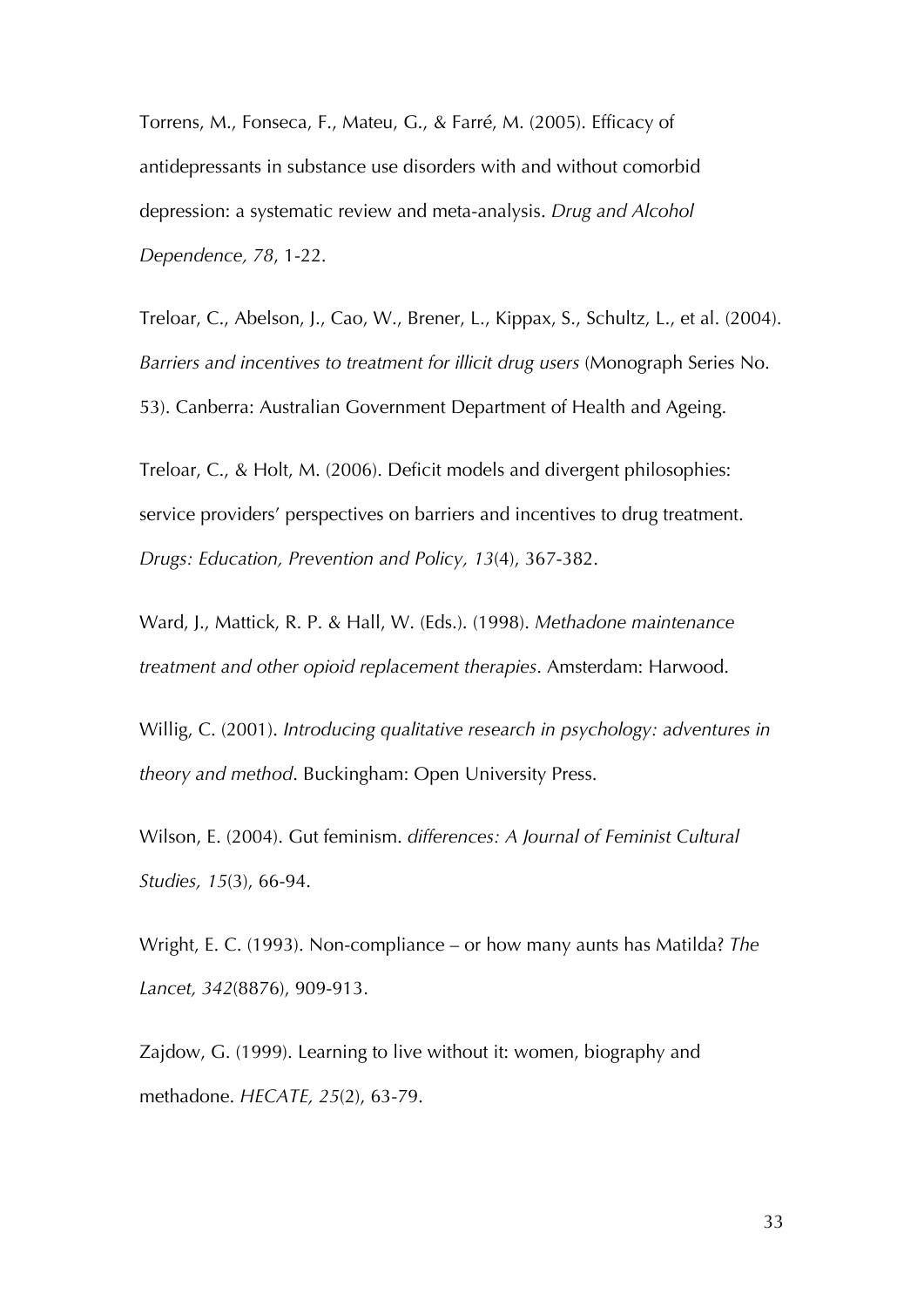Torrens, M., Fonseca, F., Mateu, G., & Farré, M. (2005). Efficacy of antidepressants in substance use disorders with and without comorbid depression: a systematic review and meta-analysis. *Drug and Alcohol Dependence, 78*, 1-22.

Treloar, C., Abelson, J., Cao, W., Brener, L., Kippax, S., Schultz, L., et al. (2004). *Barriers and incentives to treatment for illicit drug users* (Monograph Series No. 53). Canberra: Australian Government Department of Health and Ageing.

Treloar, C., & Holt, M. (2006). Deficit models and divergent philosophies: service providers' perspectives on barriers and incentives to drug treatment. *Drugs: Education, Prevention and Policy, 13*(4), 367-382.

Ward, J., Mattick, R. P. & Hall, W. (Eds.). (1998). *Methadone maintenance treatment and other opioid replacement therapies*. Amsterdam: Harwood.

Willig, C. (2001). *Introducing qualitative research in psychology: adventures in theory and method*. Buckingham: Open University Press.

Wilson, E. (2004). Gut feminism. *differences: A Journal of Feminist Cultural Studies, 15*(3), 66-94.

Wright, E. C. (1993). Non-compliance – or how many aunts has Matilda? *The Lancet, 342*(8876), 909-913.

Zajdow, G. (1999). Learning to live without it: women, biography and methadone. *HECATE, 25*(2), 63-79.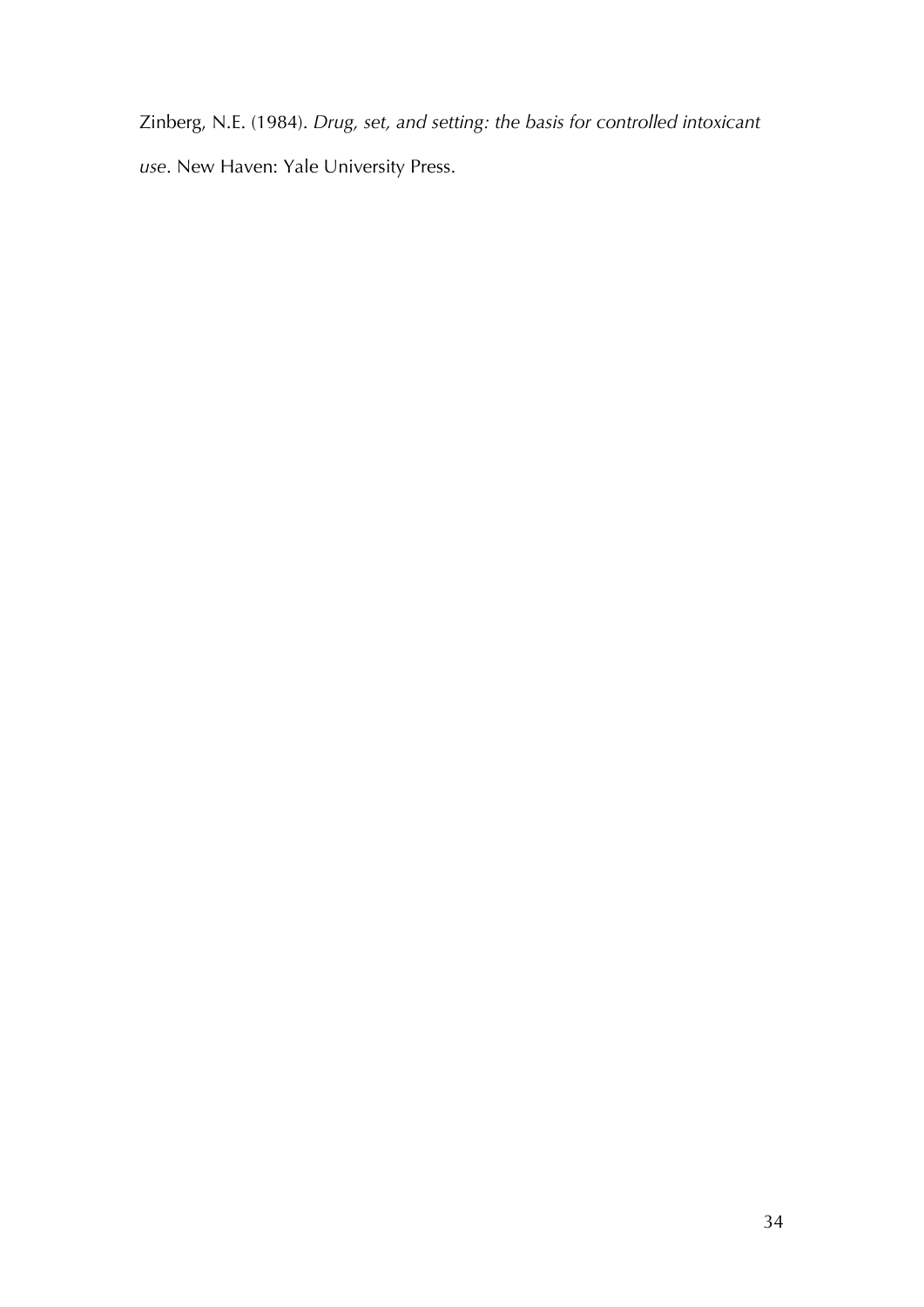Zinberg, N.E. (1984). *Drug, set, and setting: the basis for controlled intoxicant use*. New Haven: Yale University Press.